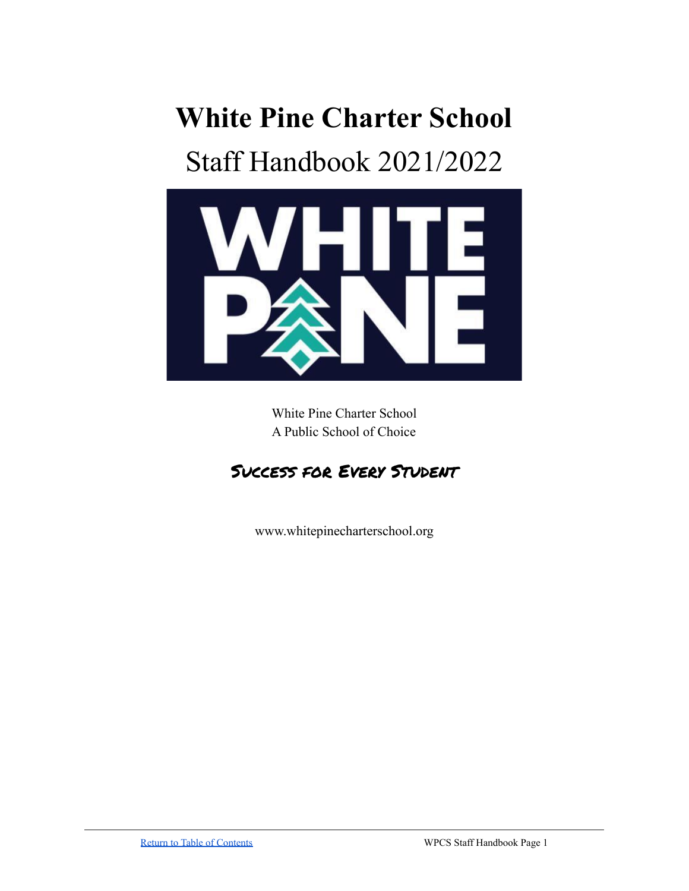# White Pine Charter School

## Staff Handbook 2021/2022

White Pine Charter School
A Public School of Choice

**Success for Every Student**

www.whitepinecharterschool.org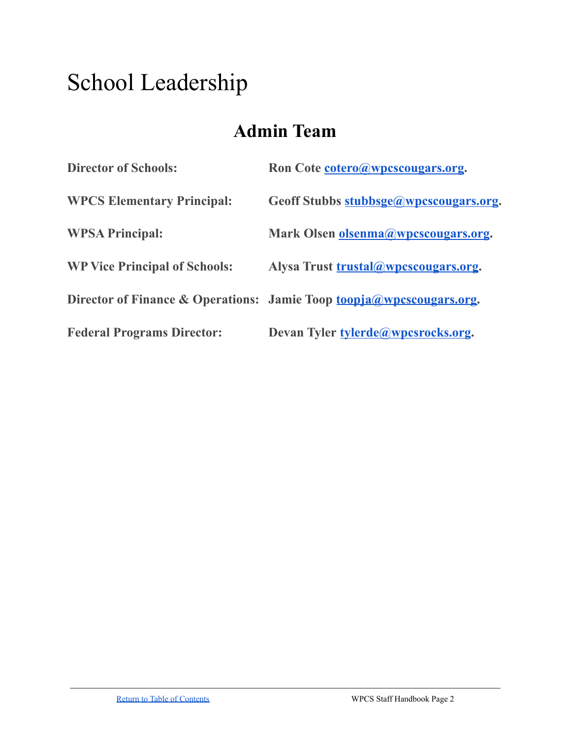# School Leadership

## Admin Team

**Director of Schools:** **Ron Cote [cotero@wpcscougars.org](mailto:cotero@wpcscougars.org).**

**WPCS Elementary Principal:** **Geoff Stubbs [stubbsge@wpcscougars.org](mailto:stubbsge@wpcscougars.org).**

**WPSA Principal:** **Mark Olsen [olsenma@wpcscougars.org](mailto:olsenma@wpcscougars.org).**

**WP Vice Principal of Schools:** **Alysa Trust [trustal@wpcscougars.org](mailto:trustal@wpcscougars.org).**

**Director of Finance & Operations:** **Jamie Toop [toopja@wpcscougars.org](mailto:toopja@wpcscougars.org).**

**Federal Programs Director:** **Devan Tyler [tylerde@wpcsrocks.org](mailto:tylerde@wpcsrocks.org).**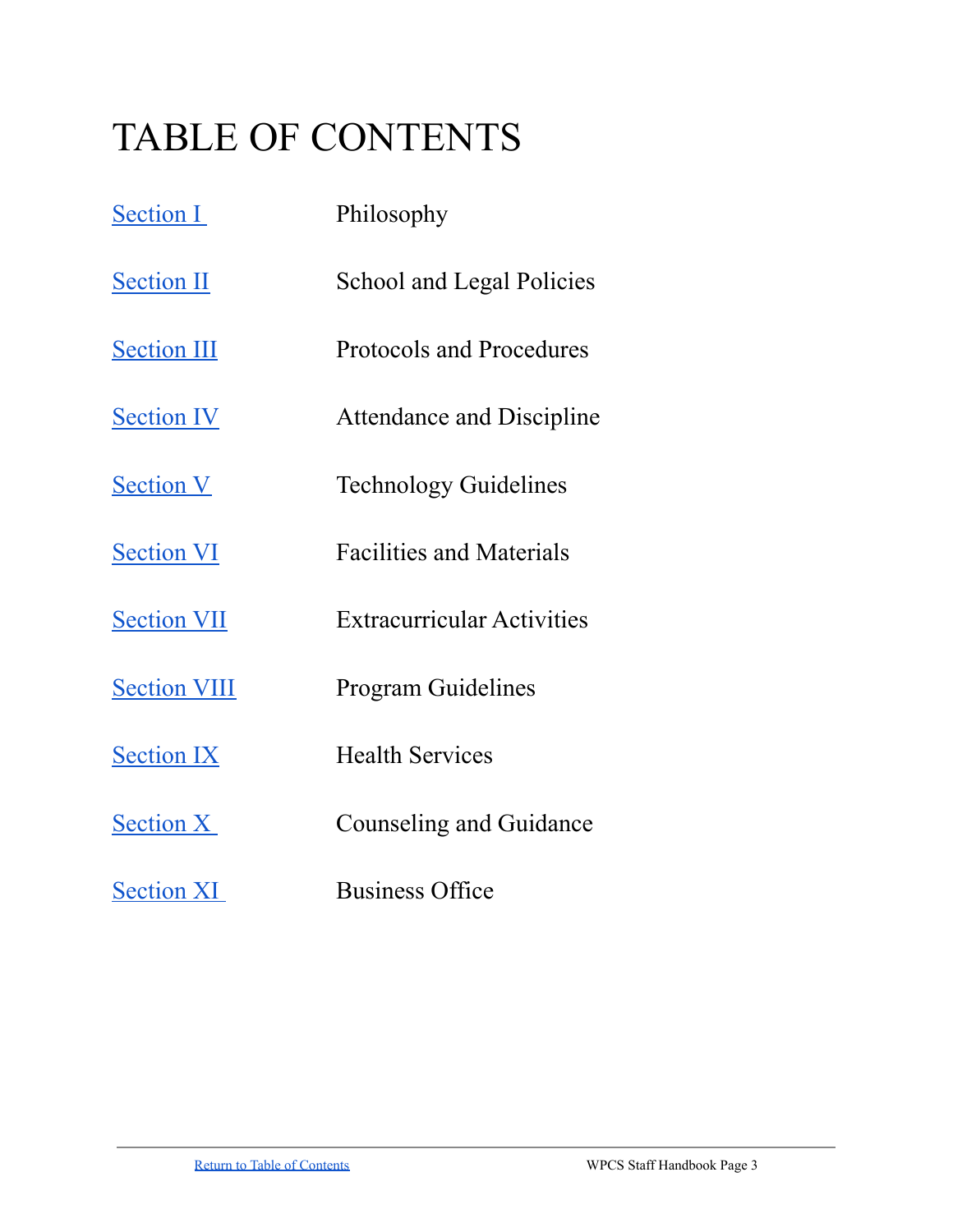# TABLE OF CONTENTS

| | |
|---|---|
| Section I | Philosophy |
| Section II | School and Legal Policies |
| Section III | Protocols and Procedures |
| Section IV | Attendance and Discipline |
| Section V | Technology Guidelines |
| Section VI | Facilities and Materials |
| Section VII | Extracurricular Activities |
| Section VIII | Program Guidelines |
| Section IX | Health Services |
| Section X | Counseling and Guidance |
| Section XI | Business Office |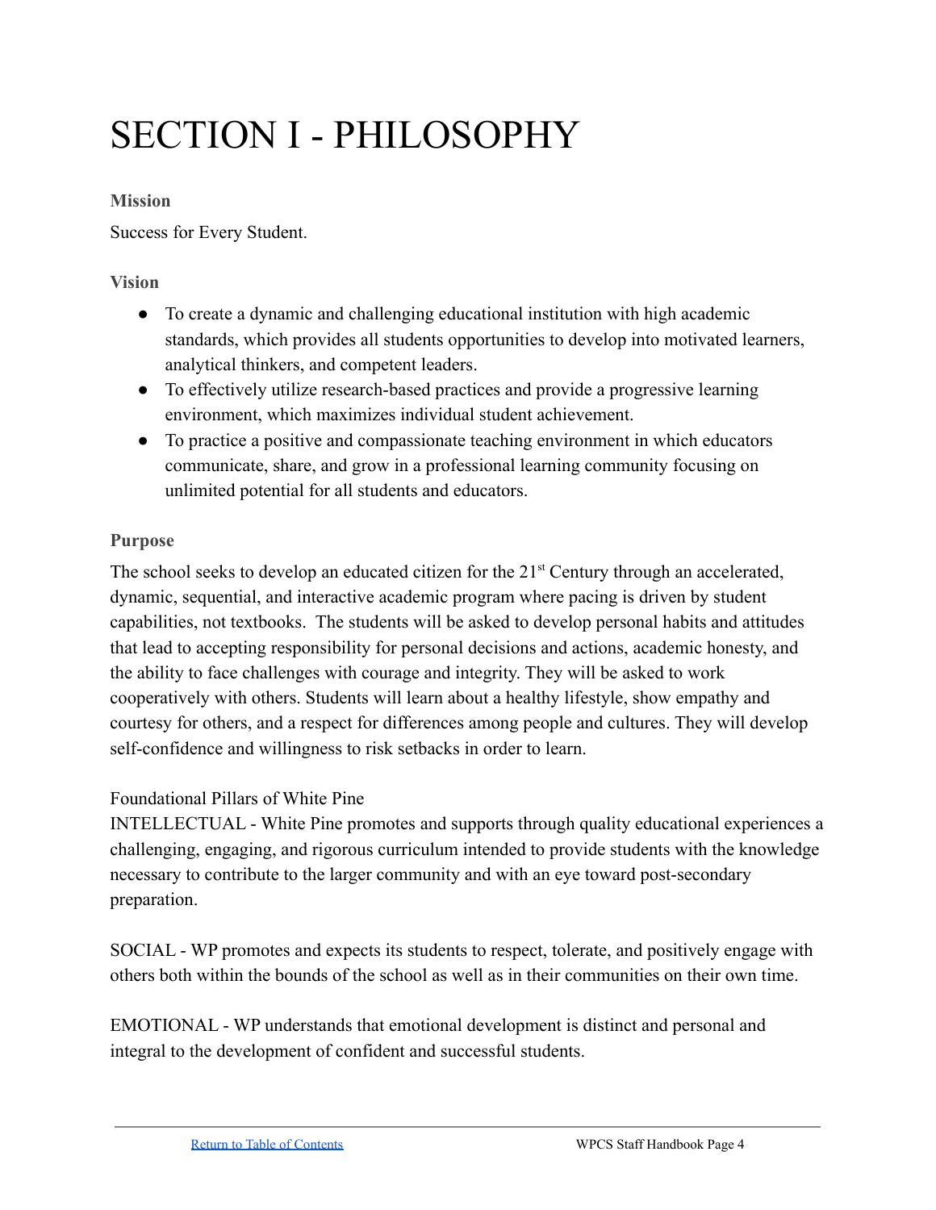# SECTION I - PHILOSOPHY

### Mission

Success for Every Student.

### Vision

- To create a dynamic and challenging educational institution with high academic standards, which provides all students opportunities to develop into motivated learners, analytical thinkers, and competent leaders.
- To effectively utilize research-based practices and provide a progressive learning environment, which maximizes individual student achievement.
- To practice a positive and compassionate teaching environment in which educators communicate, share, and grow in a professional learning community focusing on unlimited potential for all students and educators.

### Purpose

The school seeks to develop an educated citizen for the 21st Century through an accelerated, dynamic, sequential, and interactive academic program where pacing is driven by student capabilities, not textbooks. The students will be asked to develop personal habits and attitudes that lead to accepting responsibility for personal decisions and actions, academic honesty, and the ability to face challenges with courage and integrity. They will be asked to work cooperatively with others. Students will learn about a healthy lifestyle, show empathy and courtesy for others, and a respect for differences among people and cultures. They will develop self-confidence and willingness to risk setbacks in order to learn.

Foundational Pillars of White Pine

INTELLECTUAL - White Pine promotes and supports through quality educational experiences a challenging, engaging, and rigorous curriculum intended to provide students with the knowledge necessary to contribute to the larger community and with an eye toward post-secondary preparation.

SOCIAL - WP promotes and expects its students to respect, tolerate, and positively engage with others both within the bounds of the school as well as in their communities on their own time.

EMOTIONAL - WP understands that emotional development is distinct and personal and integral to the development of confident and successful students.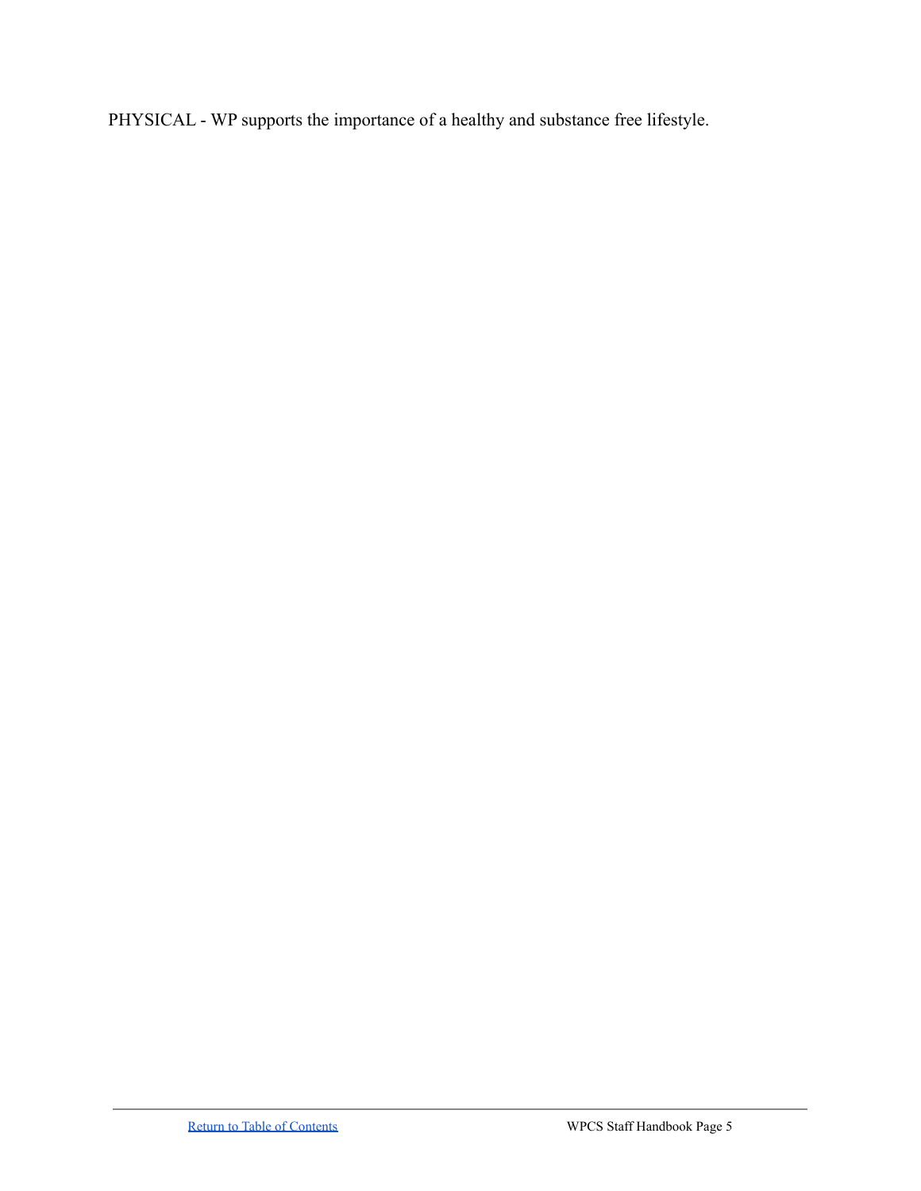PHYSICAL - WP supports the importance of a healthy and substance free lifestyle.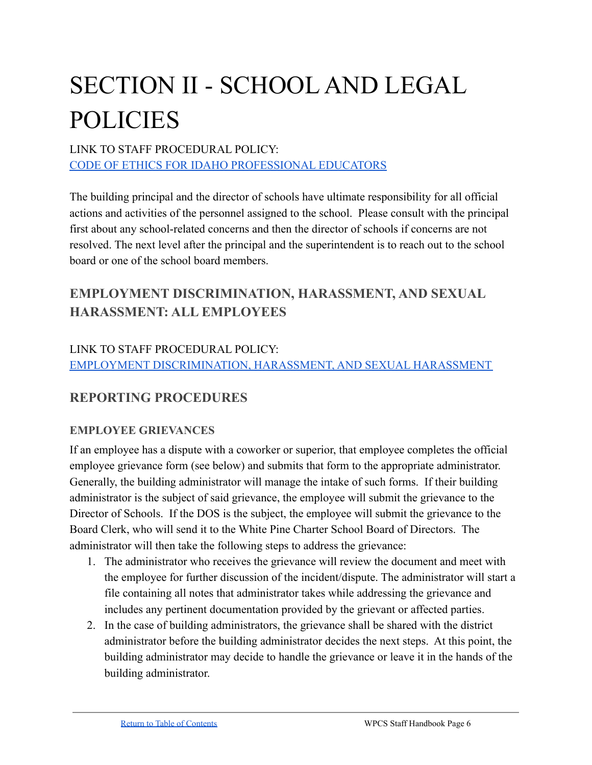# SECTION II - SCHOOL AND LEGAL POLICIES

LINK TO STAFF PROCEDURAL POLICY:
[CODE OF ETHICS FOR IDAHO PROFESSIONAL EDUCATORS]

The building principal and the director of schools have ultimate responsibility for all official actions and activities of the personnel assigned to the school. Please consult with the principal first about any school-related concerns and then the director of schools if concerns are not resolved. The next level after the principal and the superintendent is to reach out to the school board or one of the school board members.

## EMPLOYMENT DISCRIMINATION, HARASSMENT, AND SEXUAL HARASSMENT: ALL EMPLOYEES

LINK TO STAFF PROCEDURAL POLICY:
[EMPLOYMENT DISCRIMINATION, HARASSMENT, AND SEXUAL HARASSMENT]

## REPORTING PROCEDURES

### EMPLOYEE GRIEVANCES

If an employee has a dispute with a coworker or superior, that employee completes the official employee grievance form (see below) and submits that form to the appropriate administrator. Generally, the building administrator will manage the intake of such forms. If their building administrator is the subject of said grievance, the employee will submit the grievance to the Director of Schools. If the DOS is the subject, the employee will submit the grievance to the Board Clerk, who will send it to the White Pine Charter School Board of Directors. The administrator will then take the following steps to address the grievance:

1. The administrator who receives the grievance will review the document and meet with the employee for further discussion of the incident/dispute. The administrator will start a file containing all notes that administrator takes while addressing the grievance and includes any pertinent documentation provided by the grievant or affected parties.
2. In the case of building administrators, the grievance shall be shared with the district administrator before the building administrator decides the next steps. At this point, the building administrator may decide to handle the grievance or leave it in the hands of the building administrator.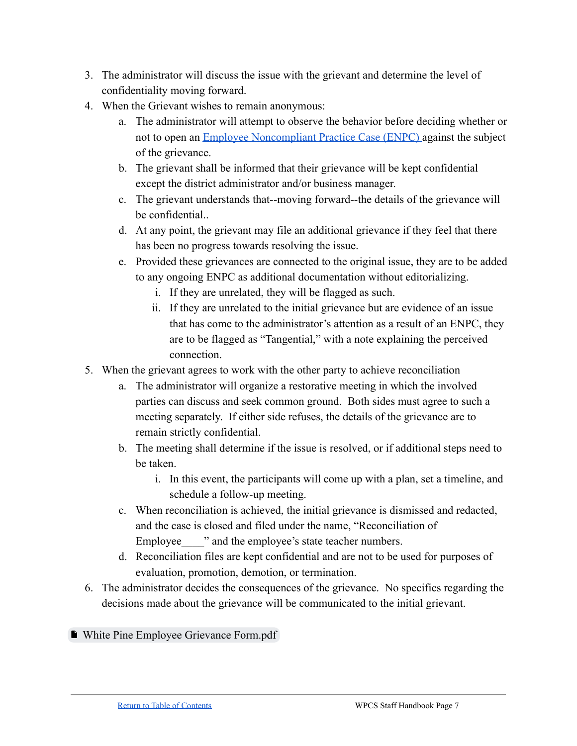3. The administrator will discuss the issue with the grievant and determine the level of confidentiality moving forward.
4. When the Grievant wishes to remain anonymous:
    a. The administrator will attempt to observe the behavior before deciding whether or not to open an Employee Noncompliant Practice Case (ENPC) against the subject of the grievance.
    b. The grievant shall be informed that their grievance will be kept confidential except the district administrator and/or business manager.
    c. The grievant understands that--moving forward--the details of the grievance will be confidential..
    d. At any point, the grievant may file an additional grievance if they feel that there has been no progress towards resolving the issue.
    e. Provided these grievances are connected to the original issue, they are to be added to any ongoing ENPC as additional documentation without editorializing.
        i. If they are unrelated, they will be flagged as such.
        ii. If they are unrelated to the initial grievance but are evidence of an issue that has come to the administrator's attention as a result of an ENPC, they are to be flagged as "Tangential," with a note explaining the perceived connection.
5. When the grievant agrees to work with the other party to achieve reconciliation
    a. The administrator will organize a restorative meeting in which the involved parties can discuss and seek common ground. Both sides must agree to such a meeting separately. If either side refuses, the details of the grievance are to remain strictly confidential.
    b. The meeting shall determine if the issue is resolved, or if additional steps need to be taken.
        i. In this event, the participants will come up with a plan, set a timeline, and schedule a follow-up meeting.
    c. When reconciliation is achieved, the initial grievance is dismissed and redacted, and the case is closed and filed under the name, "Reconciliation of Employee____" and the employee's state teacher numbers.
    d. Reconciliation files are kept confidential and are not to be used for purposes of evaluation, promotion, demotion, or termination.
6. The administrator decides the consequences of the grievance. No specifics regarding the decisions made about the grievance will be communicated to the initial grievant.

White Pine Employee Grievance Form.pdf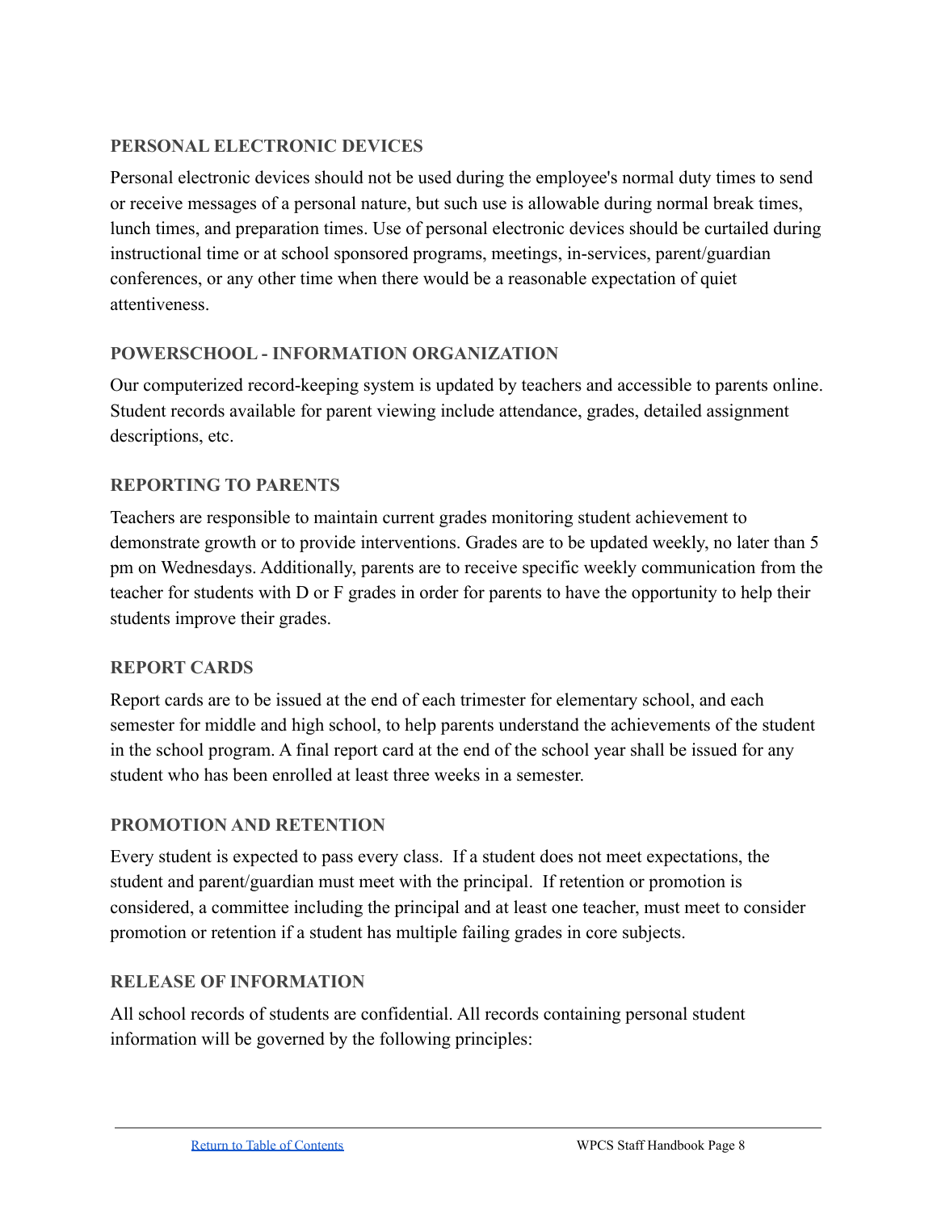### PERSONAL ELECTRONIC DEVICES

Personal electronic devices should not be used during the employee's normal duty times to send or receive messages of a personal nature, but such use is allowable during normal break times, lunch times, and preparation times. Use of personal electronic devices should be curtailed during instructional time or at school sponsored programs, meetings, in-services, parent/guardian conferences, or any other time when there would be a reasonable expectation of quiet attentiveness.

### POWERSCHOOL - INFORMATION ORGANIZATION

Our computerized record-keeping system is updated by teachers and accessible to parents online. Student records available for parent viewing include attendance, grades, detailed assignment descriptions, etc.

### REPORTING TO PARENTS

Teachers are responsible to maintain current grades monitoring student achievement to demonstrate growth or to provide interventions. Grades are to be updated weekly, no later than 5 pm on Wednesdays. Additionally, parents are to receive specific weekly communication from the teacher for students with D or F grades in order for parents to have the opportunity to help their students improve their grades.

### REPORT CARDS

Report cards are to be issued at the end of each trimester for elementary school, and each semester for middle and high school, to help parents understand the achievements of the student in the school program. A final report card at the end of the school year shall be issued for any student who has been enrolled at least three weeks in a semester.

### PROMOTION AND RETENTION

Every student is expected to pass every class. If a student does not meet expectations, the student and parent/guardian must meet with the principal. If retention or promotion is considered, a committee including the principal and at least one teacher, must meet to consider promotion or retention if a student has multiple failing grades in core subjects.

### RELEASE OF INFORMATION

All school records of students are confidential. All records containing personal student information will be governed by the following principles: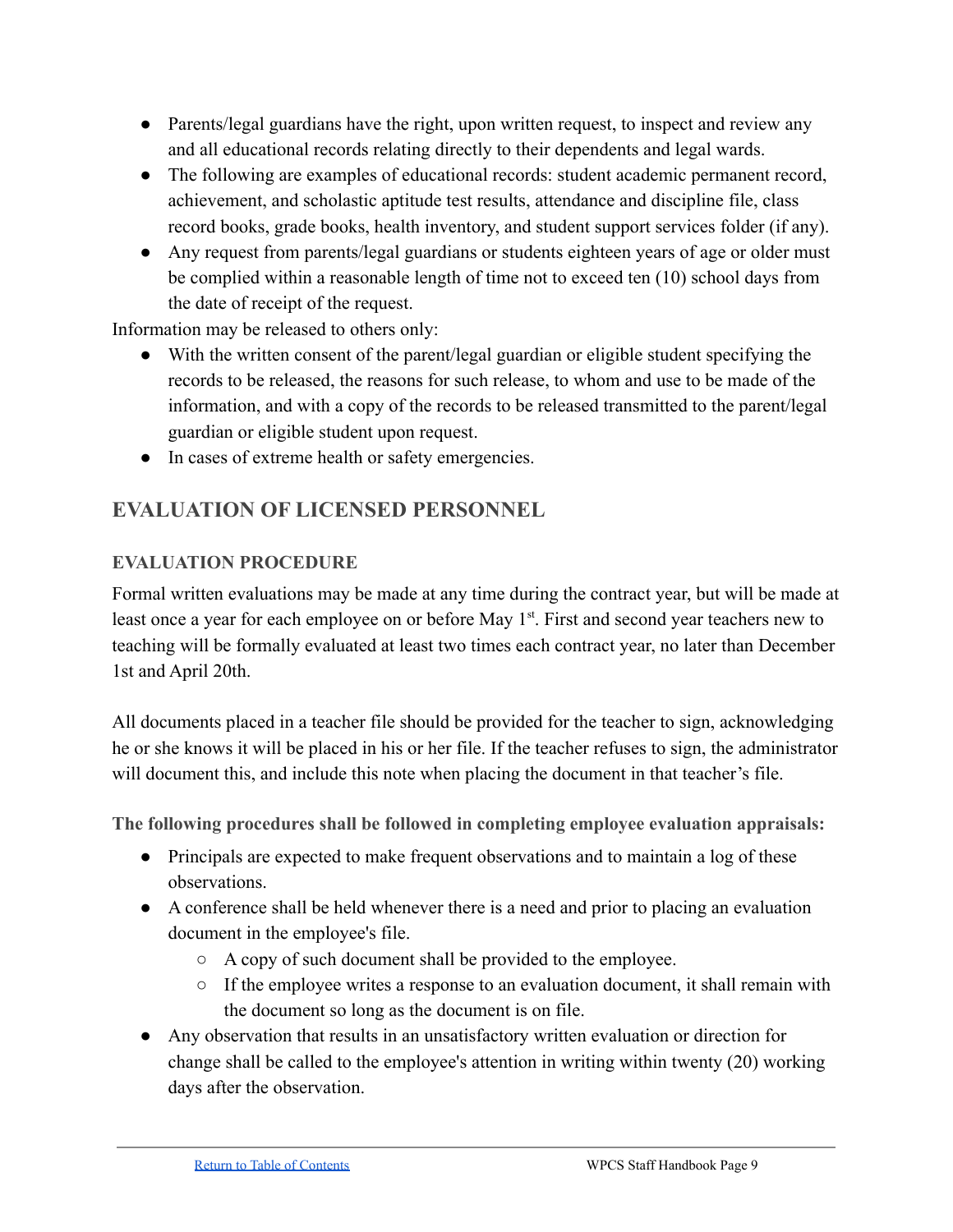- Parents/legal guardians have the right, upon written request, to inspect and review any and all educational records relating directly to their dependents and legal wards.
- The following are examples of educational records: student academic permanent record, achievement, and scholastic aptitude test results, attendance and discipline file, class record books, grade books, health inventory, and student support services folder (if any).
- Any request from parents/legal guardians or students eighteen years of age or older must be complied within a reasonable length of time not to exceed ten (10) school days from the date of receipt of the request.

Information may be released to others only:

- With the written consent of the parent/legal guardian or eligible student specifying the records to be released, the reasons for such release, to whom and use to be made of the information, and with a copy of the records to be released transmitted to the parent/legal guardian or eligible student upon request.
- In cases of extreme health or safety emergencies.

## EVALUATION OF LICENSED PERSONNEL

### EVALUATION PROCEDURE

Formal written evaluations may be made at any time during the contract year, but will be made at least once a year for each employee on or before May 1st. First and second year teachers new to teaching will be formally evaluated at least two times each contract year, no later than December 1st and April 20th.

All documents placed in a teacher file should be provided for the teacher to sign, acknowledging he or she knows it will be placed in his or her file. If the teacher refuses to sign, the administrator will document this, and include this note when placing the document in that teacher's file.

**The following procedures shall be followed in completing employee evaluation appraisals:**

- Principals are expected to make frequent observations and to maintain a log of these observations.
- A conference shall be held whenever there is a need and prior to placing an evaluation document in the employee's file.
  - A copy of such document shall be provided to the employee.
  - If the employee writes a response to an evaluation document, it shall remain with the document so long as the document is on file.
- Any observation that results in an unsatisfactory written evaluation or direction for change shall be called to the employee's attention in writing within twenty (20) working days after the observation.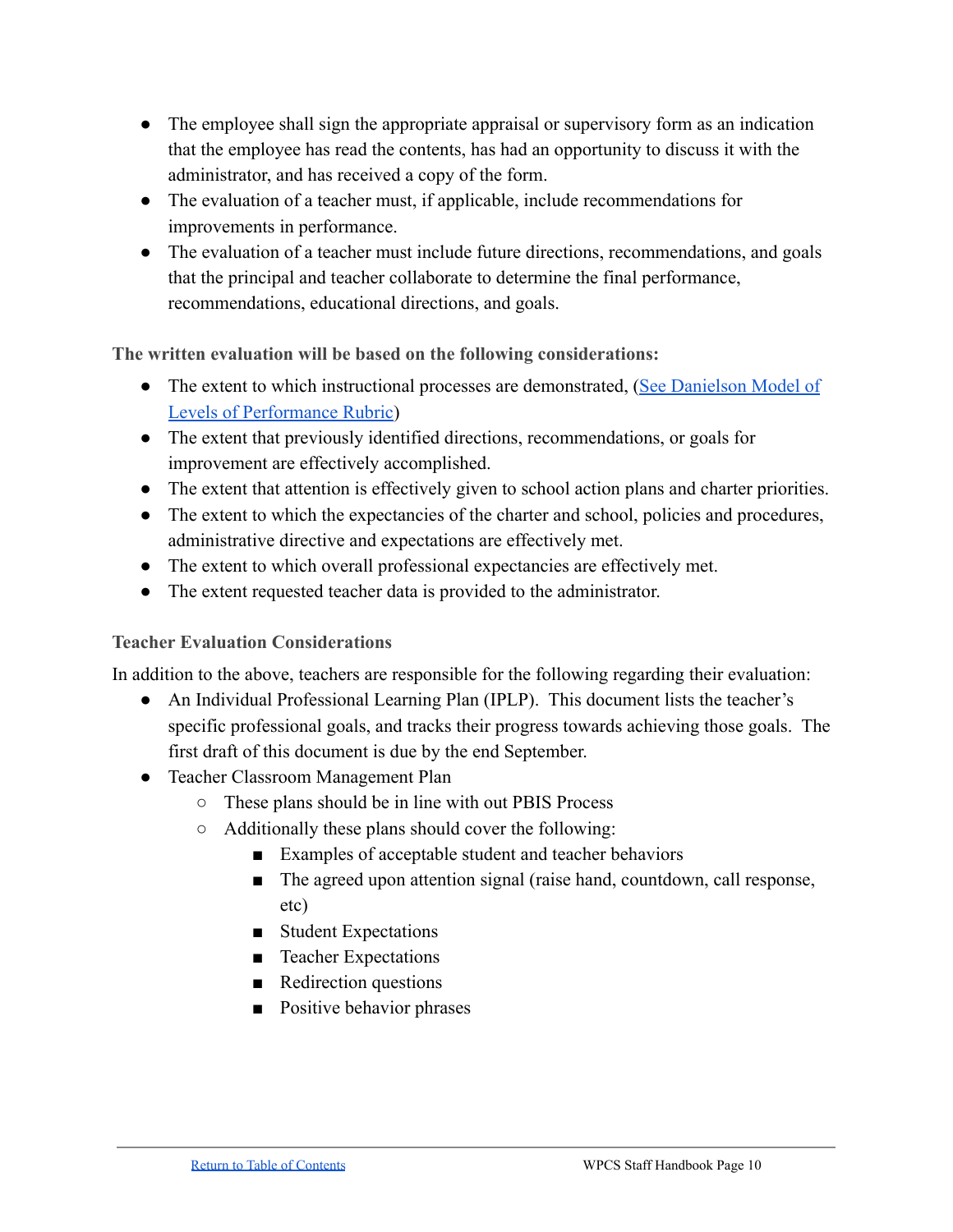- The employee shall sign the appropriate appraisal or supervisory form as an indication that the employee has read the contents, has had an opportunity to discuss it with the administrator, and has received a copy of the form.
- The evaluation of a teacher must, if applicable, include recommendations for improvements in performance.
- The evaluation of a teacher must include future directions, recommendations, and goals that the principal and teacher collaborate to determine the final performance, recommendations, educational directions, and goals.

**The written evaluation will be based on the following considerations:**

- The extent to which instructional processes are demonstrated, (See Danielson Model of Levels of Performance Rubric)
- The extent that previously identified directions, recommendations, or goals for improvement are effectively accomplished.
- The extent that attention is effectively given to school action plans and charter priorities.
- The extent to which the expectancies of the charter and school, policies and procedures, administrative directive and expectations are effectively met.
- The extent to which overall professional expectancies are effectively met.
- The extent requested teacher data is provided to the administrator.

### Teacher Evaluation Considerations

In addition to the above, teachers are responsible for the following regarding their evaluation:

- An Individual Professional Learning Plan (IPLP). This document lists the teacher's specific professional goals, and tracks their progress towards achieving those goals. The first draft of this document is due by the end September.
- Teacher Classroom Management Plan
  - These plans should be in line with out PBIS Process
  - Additionally these plans should cover the following:
    - Examples of acceptable student and teacher behaviors
    - The agreed upon attention signal (raise hand, countdown, call response, etc)
    - Student Expectations
    - Teacher Expectations
    - Redirection questions
    - Positive behavior phrases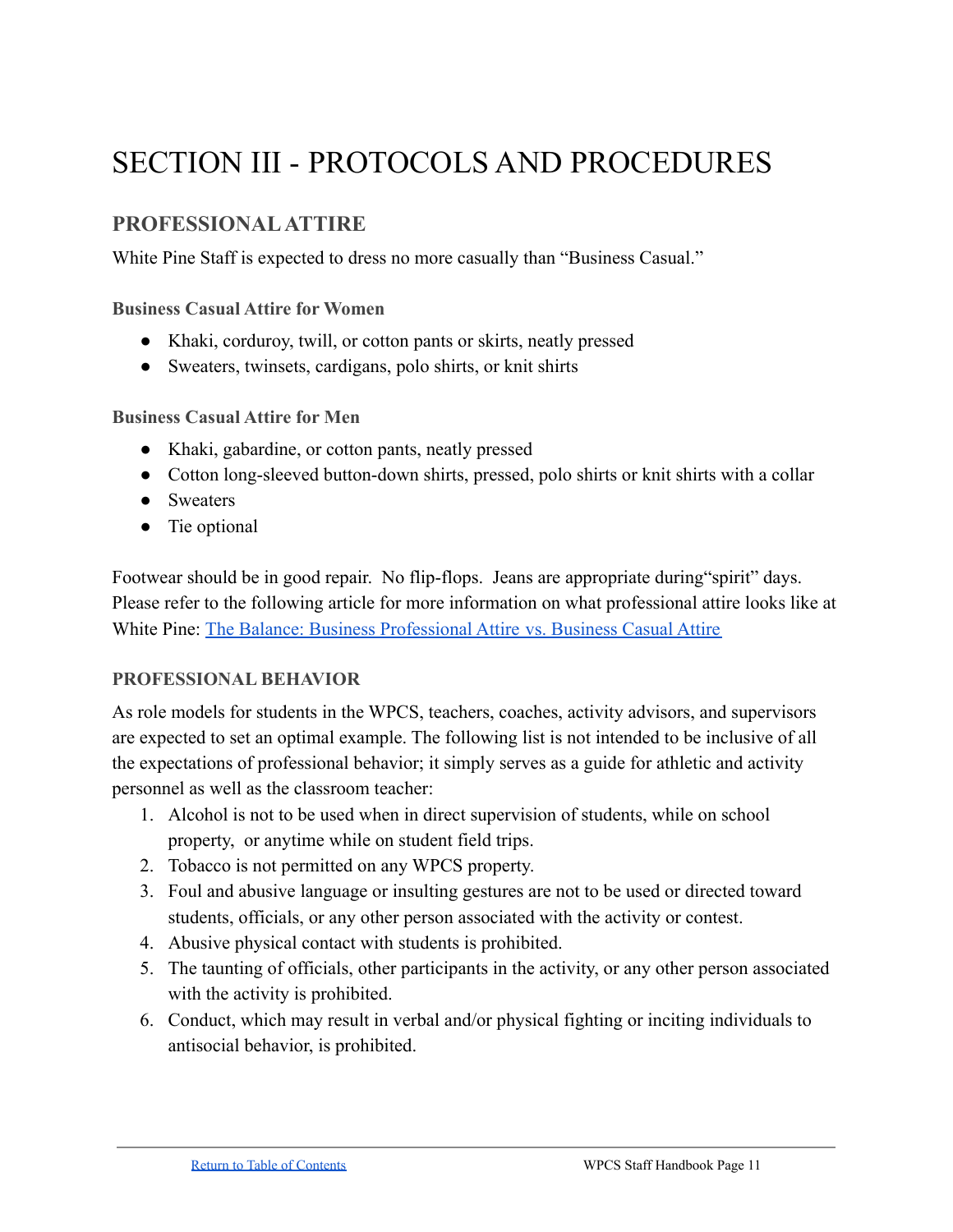# SECTION III - PROTOCOLS AND PROCEDURES

## PROFESSIONAL ATTIRE

White Pine Staff is expected to dress no more casually than "Business Casual."

### Business Casual Attire for Women

- Khaki, corduroy, twill, or cotton pants or skirts, neatly pressed
- Sweaters, twinsets, cardigans, polo shirts, or knit shirts

### Business Casual Attire for Men

- Khaki, gabardine, or cotton pants, neatly pressed
- Cotton long-sleeved button-down shirts, pressed, polo shirts or knit shirts with a collar
- Sweaters
- Tie optional

Footwear should be in good repair. No flip-flops. Jeans are appropriate during"spirit" days. Please refer to the following article for more information on what professional attire looks like at White Pine: [The Balance: Business Professional Attire vs. Business Casual Attire]

## PROFESSIONAL BEHAVIOR

As role models for students in the WPCS, teachers, coaches, activity advisors, and supervisors are expected to set an optimal example. The following list is not intended to be inclusive of all the expectations of professional behavior; it simply serves as a guide for athletic and activity personnel as well as the classroom teacher:

1. Alcohol is not to be used when in direct supervision of students, while on school property, or anytime while on student field trips.
2. Tobacco is not permitted on any WPCS property.
3. Foul and abusive language or insulting gestures are not to be used or directed toward students, officials, or any other person associated with the activity or contest.
4. Abusive physical contact with students is prohibited.
5. The taunting of officials, other participants in the activity, or any other person associated with the activity is prohibited.
6. Conduct, which may result in verbal and/or physical fighting or inciting individuals to antisocial behavior, is prohibited.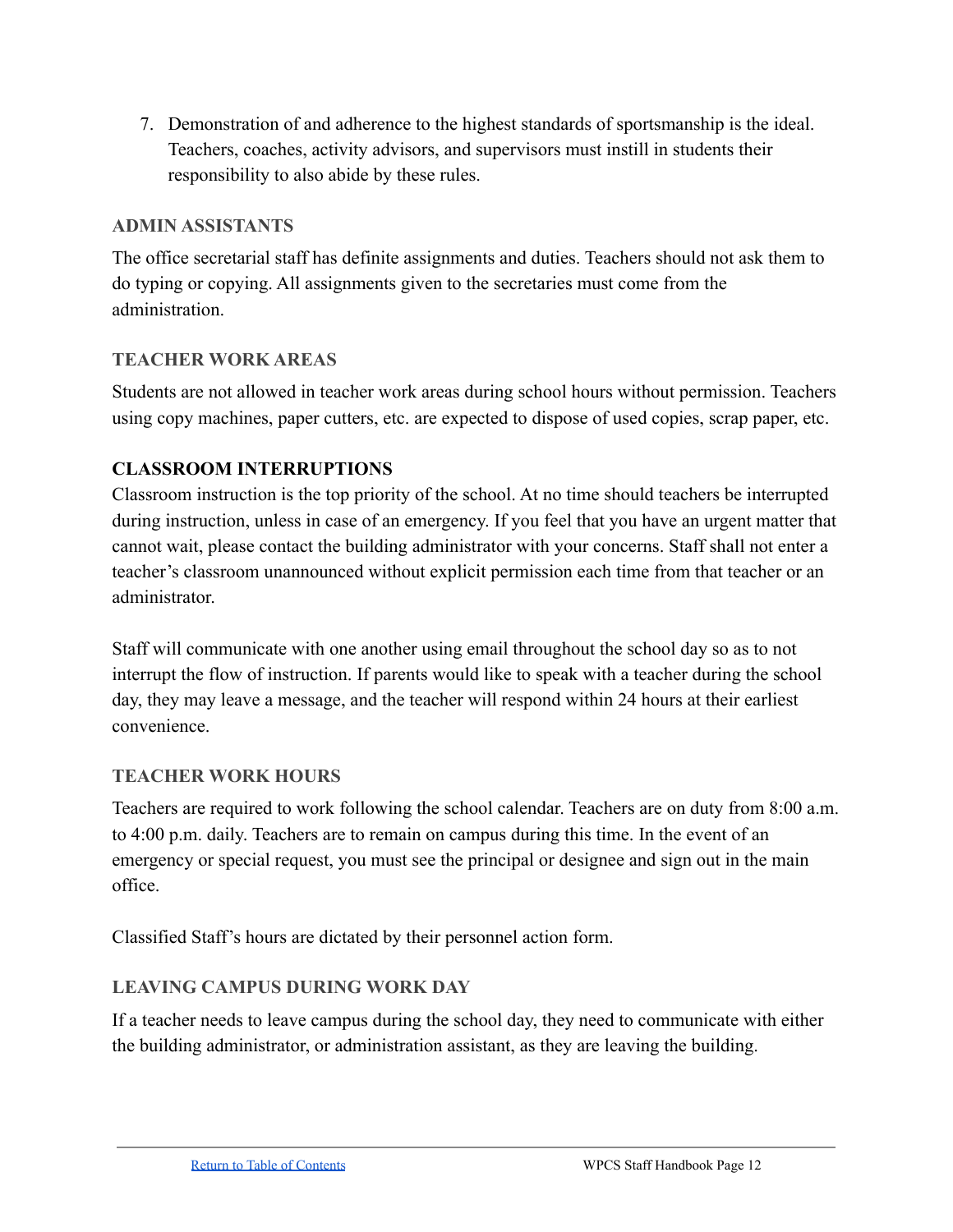7. Demonstration of and adherence to the highest standards of sportsmanship is the ideal. Teachers, coaches, activity advisors, and supervisors must instill in students their responsibility to also abide by these rules.

### ADMIN ASSISTANTS

The office secretarial staff has definite assignments and duties. Teachers should not ask them to do typing or copying. All assignments given to the secretaries must come from the administration.

### TEACHER WORK AREAS

Students are not allowed in teacher work areas during school hours without permission. Teachers using copy machines, paper cutters, etc. are expected to dispose of used copies, scrap paper, etc.

### CLASSROOM INTERRUPTIONS

Classroom instruction is the top priority of the school. At no time should teachers be interrupted during instruction, unless in case of an emergency. If you feel that you have an urgent matter that cannot wait, please contact the building administrator with your concerns. Staff shall not enter a teacher's classroom unannounced without explicit permission each time from that teacher or an administrator.

Staff will communicate with one another using email throughout the school day so as to not interrupt the flow of instruction. If parents would like to speak with a teacher during the school day, they may leave a message, and the teacher will respond within 24 hours at their earliest convenience.

### TEACHER WORK HOURS

Teachers are required to work following the school calendar. Teachers are on duty from 8:00 a.m. to 4:00 p.m. daily. Teachers are to remain on campus during this time. In the event of an emergency or special request, you must see the principal or designee and sign out in the main office.

Classified Staff's hours are dictated by their personnel action form.

### LEAVING CAMPUS DURING WORK DAY

If a teacher needs to leave campus during the school day, they need to communicate with either the building administrator, or administration assistant, as they are leaving the building.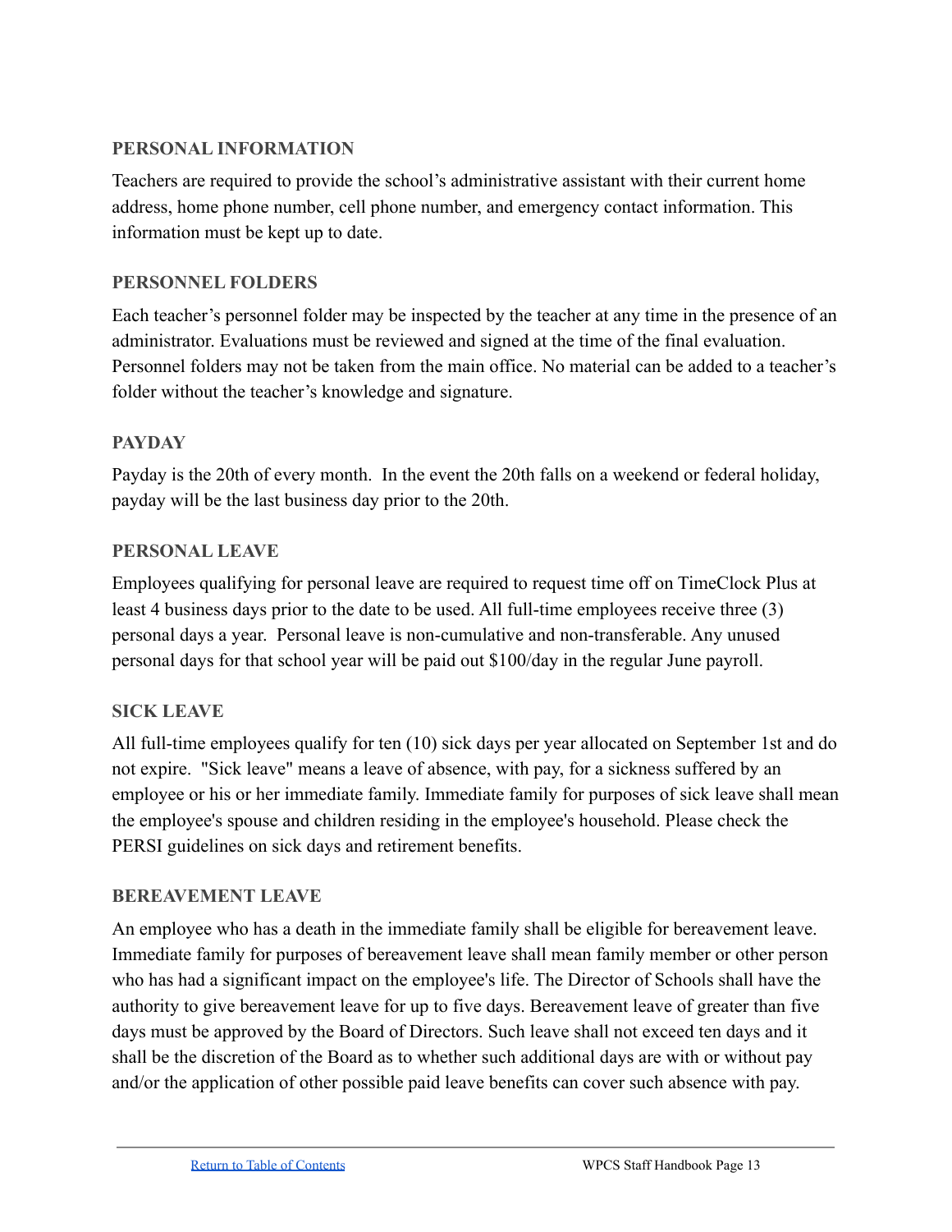## PERSONAL INFORMATION

Teachers are required to provide the school's administrative assistant with their current home address, home phone number, cell phone number, and emergency contact information. This information must be kept up to date.

## PERSONNEL FOLDERS

Each teacher's personnel folder may be inspected by the teacher at any time in the presence of an administrator. Evaluations must be reviewed and signed at the time of the final evaluation. Personnel folders may not be taken from the main office. No material can be added to a teacher's folder without the teacher's knowledge and signature.

## PAYDAY

Payday is the 20th of every month. In the event the 20th falls on a weekend or federal holiday, payday will be the last business day prior to the 20th.

## PERSONAL LEAVE

Employees qualifying for personal leave are required to request time off on TimeClock Plus at least 4 business days prior to the date to be used. All full-time employees receive three (3) personal days a year. Personal leave is non-cumulative and non-transferable. Any unused personal days for that school year will be paid out $100/day in the regular June payroll.

## SICK LEAVE

All full-time employees qualify for ten (10) sick days per year allocated on September 1st and do not expire. "Sick leave" means a leave of absence, with pay, for a sickness suffered by an employee or his or her immediate family. Immediate family for purposes of sick leave shall mean the employee's spouse and children residing in the employee's household. Please check the PERSI guidelines on sick days and retirement benefits.

## BEREAVEMENT LEAVE

An employee who has a death in the immediate family shall be eligible for bereavement leave. Immediate family for purposes of bereavement leave shall mean family member or other person who has had a significant impact on the employee's life. The Director of Schools shall have the authority to give bereavement leave for up to five days. Bereavement leave of greater than five days must be approved by the Board of Directors. Such leave shall not exceed ten days and it shall be the discretion of the Board as to whether such additional days are with or without pay and/or the application of other possible paid leave benefits can cover such absence with pay.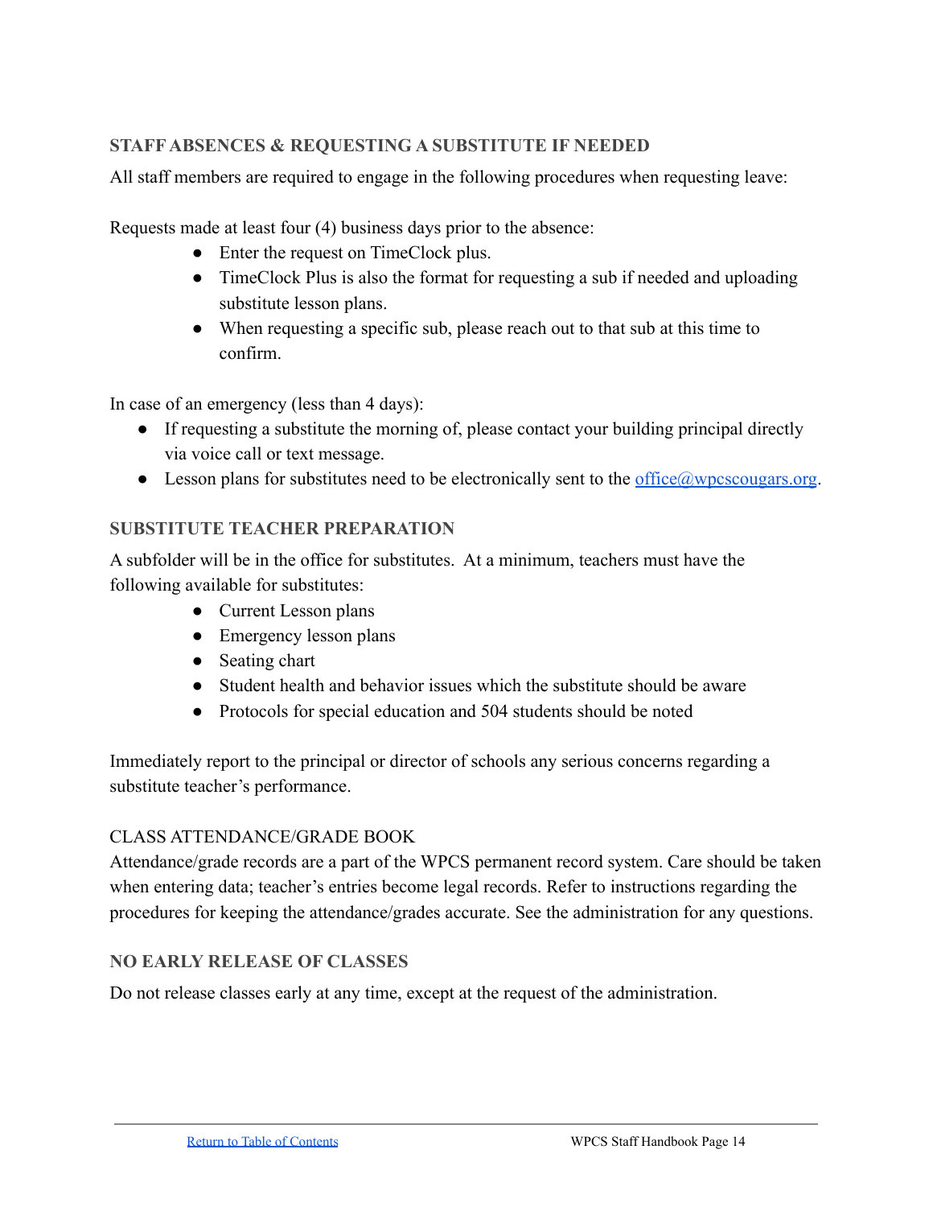### STAFF ABSENCES & REQUESTING A SUBSTITUTE IF NEEDED

All staff members are required to engage in the following procedures when requesting leave:

Requests made at least four (4) business days prior to the absence:

- Enter the request on TimeClock plus.
- TimeClock Plus is also the format for requesting a sub if needed and uploading substitute lesson plans.
- When requesting a specific sub, please reach out to that sub at this time to confirm.

In case of an emergency (less than 4 days):

- If requesting a substitute the morning of, please contact your building principal directly via voice call or text message.
- Lesson plans for substitutes need to be electronically sent to the office@wpcscougars.org.

### SUBSTITUTE TEACHER PREPARATION

A subfolder will be in the office for substitutes. At a minimum, teachers must have the following available for substitutes:

- Current Lesson plans
- Emergency lesson plans
- Seating chart
- Student health and behavior issues which the substitute should be aware
- Protocols for special education and 504 students should be noted

Immediately report to the principal or director of schools any serious concerns regarding a substitute teacher's performance.

### CLASS ATTENDANCE/GRADE BOOK

Attendance/grade records are a part of the WPCS permanent record system. Care should be taken when entering data; teacher's entries become legal records. Refer to instructions regarding the procedures for keeping the attendance/grades accurate. See the administration for any questions.

### NO EARLY RELEASE OF CLASSES

Do not release classes early at any time, except at the request of the administration.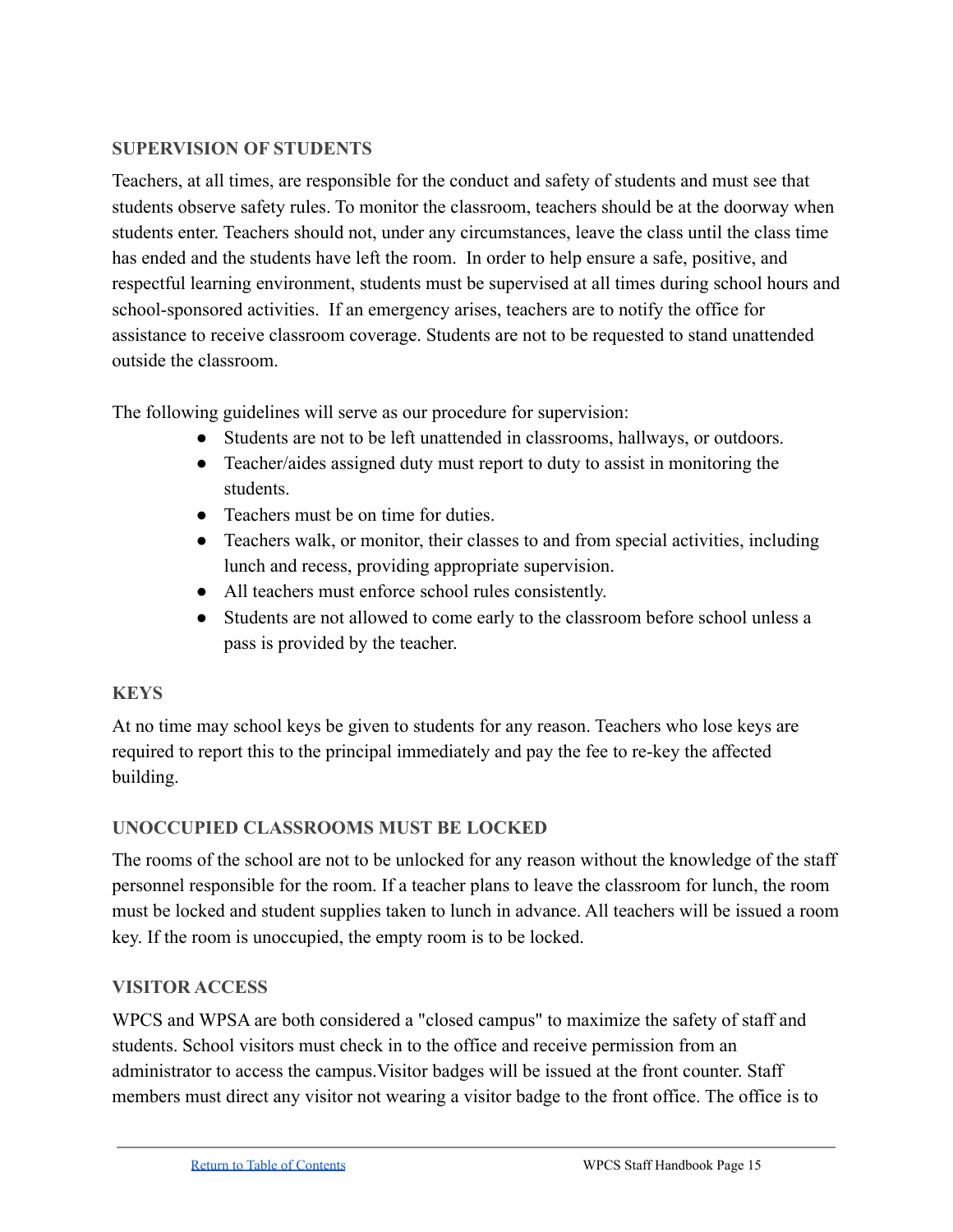## SUPERVISION OF STUDENTS

Teachers, at all times, are responsible for the conduct and safety of students and must see that students observe safety rules. To monitor the classroom, teachers should be at the doorway when students enter. Teachers should not, under any circumstances, leave the class until the class time has ended and the students have left the room. In order to help ensure a safe, positive, and respectful learning environment, students must be supervised at all times during school hours and school-sponsored activities. If an emergency arises, teachers are to notify the office for assistance to receive classroom coverage. Students are not to be requested to stand unattended outside the classroom.

The following guidelines will serve as our procedure for supervision:

- Students are not to be left unattended in classrooms, hallways, or outdoors.
- Teacher/aides assigned duty must report to duty to assist in monitoring the students.
- Teachers must be on time for duties.
- Teachers walk, or monitor, their classes to and from special activities, including lunch and recess, providing appropriate supervision.
- All teachers must enforce school rules consistently.
- Students are not allowed to come early to the classroom before school unless a pass is provided by the teacher.

## KEYS

At no time may school keys be given to students for any reason. Teachers who lose keys are required to report this to the principal immediately and pay the fee to re-key the affected building.

## UNOCCUPIED CLASSROOMS MUST BE LOCKED

The rooms of the school are not to be unlocked for any reason without the knowledge of the staff personnel responsible for the room. If a teacher plans to leave the classroom for lunch, the room must be locked and student supplies taken to lunch in advance. All teachers will be issued a room key. If the room is unoccupied, the empty room is to be locked.

## VISITOR ACCESS

WPCS and WPSA are both considered a "closed campus" to maximize the safety of staff and students. School visitors must check in to the office and receive permission from an administrator to access the campus.Visitor badges will be issued at the front counter. Staff members must direct any visitor not wearing a visitor badge to the front office. The office is to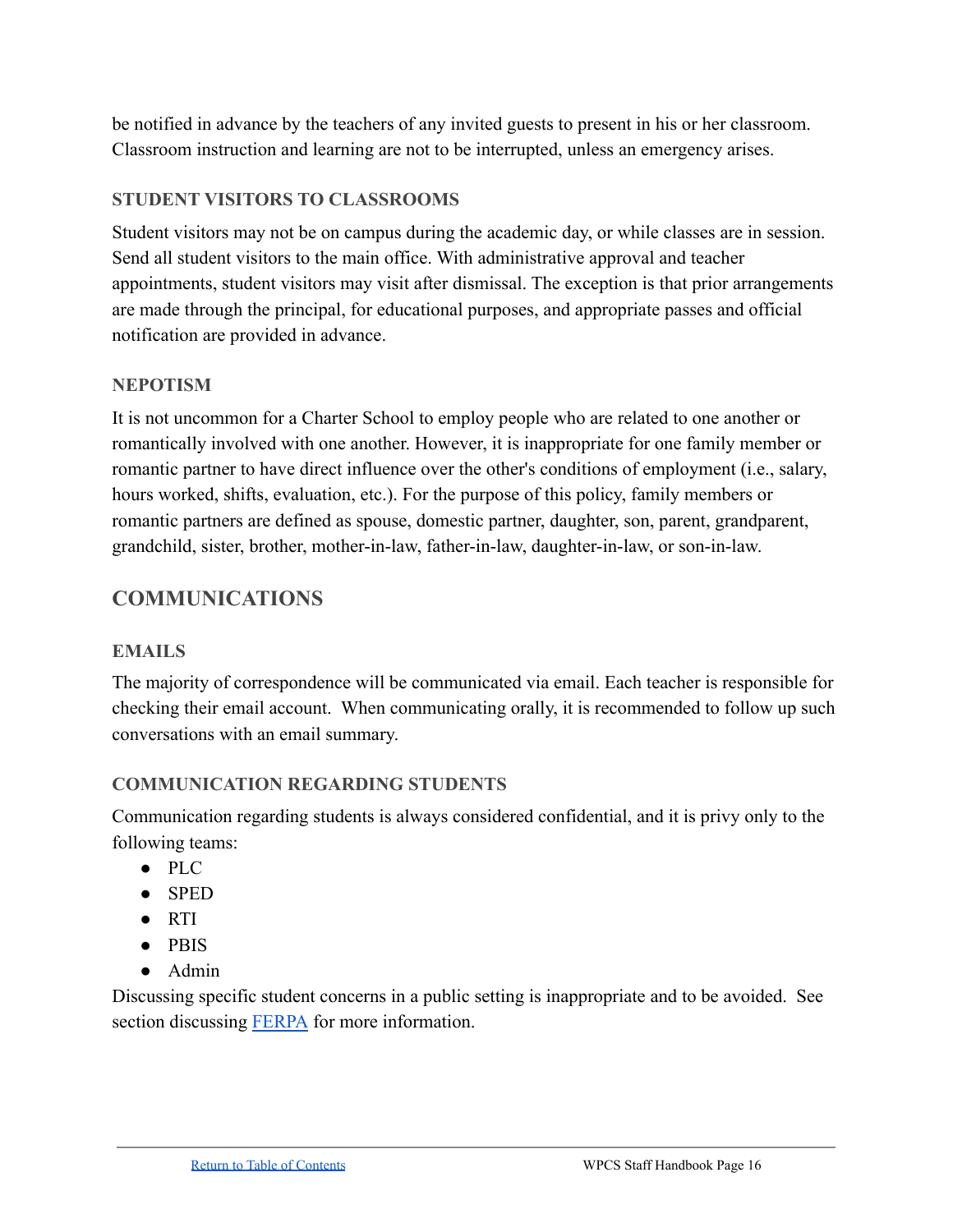be notified in advance by the teachers of any invited guests to present in his or her classroom. Classroom instruction and learning are not to be interrupted, unless an emergency arises.

### STUDENT VISITORS TO CLASSROOMS

Student visitors may not be on campus during the academic day, or while classes are in session. Send all student visitors to the main office. With administrative approval and teacher appointments, student visitors may visit after dismissal. The exception is that prior arrangements are made through the principal, for educational purposes, and appropriate passes and official notification are provided in advance.

### NEPOTISM

It is not uncommon for a Charter School to employ people who are related to one another or romantically involved with one another. However, it is inappropriate for one family member or romantic partner to have direct influence over the other's conditions of employment (i.e., salary, hours worked, shifts, evaluation, etc.). For the purpose of this policy, family members or romantic partners are defined as spouse, domestic partner, daughter, son, parent, grandparent, grandchild, sister, brother, mother-in-law, father-in-law, daughter-in-law, or son-in-law.

## COMMUNICATIONS

### EMAILS

The majority of correspondence will be communicated via email. Each teacher is responsible for checking their email account. When communicating orally, it is recommended to follow up such conversations with an email summary.

### COMMUNICATION REGARDING STUDENTS

Communication regarding students is always considered confidential, and it is privy only to the following teams:

- PLC
- SPED
- RTI
- PBIS
- Admin

Discussing specific student concerns in a public setting is inappropriate and to be avoided. See section discussing FERPA for more information.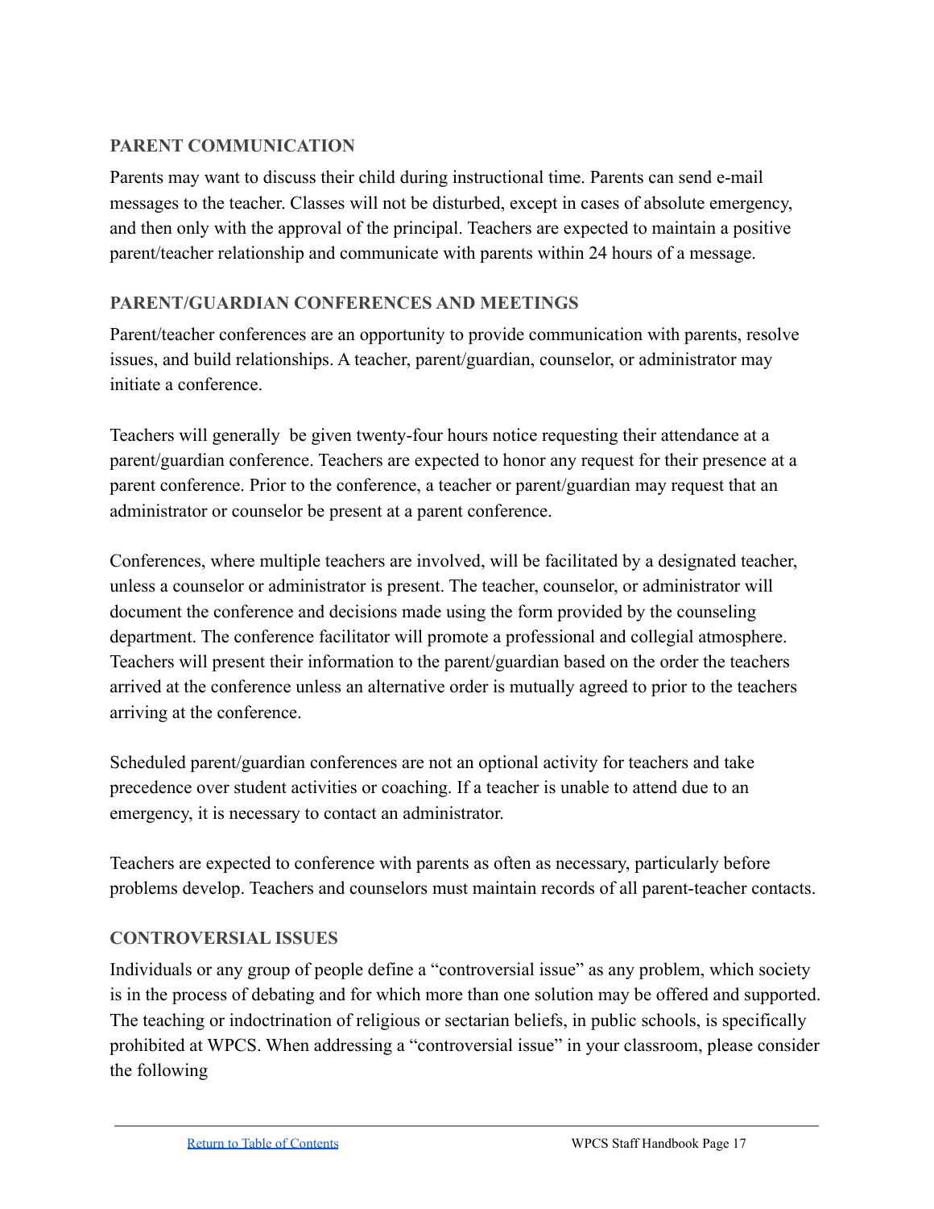## PARENT COMMUNICATION

Parents may want to discuss their child during instructional time. Parents can send e-mail messages to the teacher. Classes will not be disturbed, except in cases of absolute emergency, and then only with the approval of the principal. Teachers are expected to maintain a positive parent/teacher relationship and communicate with parents within 24 hours of a message.

## PARENT/GUARDIAN CONFERENCES AND MEETINGS

Parent/teacher conferences are an opportunity to provide communication with parents, resolve issues, and build relationships. A teacher, parent/guardian, counselor, or administrator may initiate a conference.

Teachers will generally be given twenty-four hours notice requesting their attendance at a parent/guardian conference. Teachers are expected to honor any request for their presence at a parent conference. Prior to the conference, a teacher or parent/guardian may request that an administrator or counselor be present at a parent conference.

Conferences, where multiple teachers are involved, will be facilitated by a designated teacher, unless a counselor or administrator is present. The teacher, counselor, or administrator will document the conference and decisions made using the form provided by the counseling department. The conference facilitator will promote a professional and collegial atmosphere. Teachers will present their information to the parent/guardian based on the order the teachers arrived at the conference unless an alternative order is mutually agreed to prior to the teachers arriving at the conference.

Scheduled parent/guardian conferences are not an optional activity for teachers and take precedence over student activities or coaching. If a teacher is unable to attend due to an emergency, it is necessary to contact an administrator.

Teachers are expected to conference with parents as often as necessary, particularly before problems develop. Teachers and counselors must maintain records of all parent-teacher contacts.

## CONTROVERSIAL ISSUES

Individuals or any group of people define a "controversial issue" as any problem, which society is in the process of debating and for which more than one solution may be offered and supported. The teaching or indoctrination of religious or sectarian beliefs, in public schools, is specifically prohibited at WPCS. When addressing a "controversial issue" in your classroom, please consider the following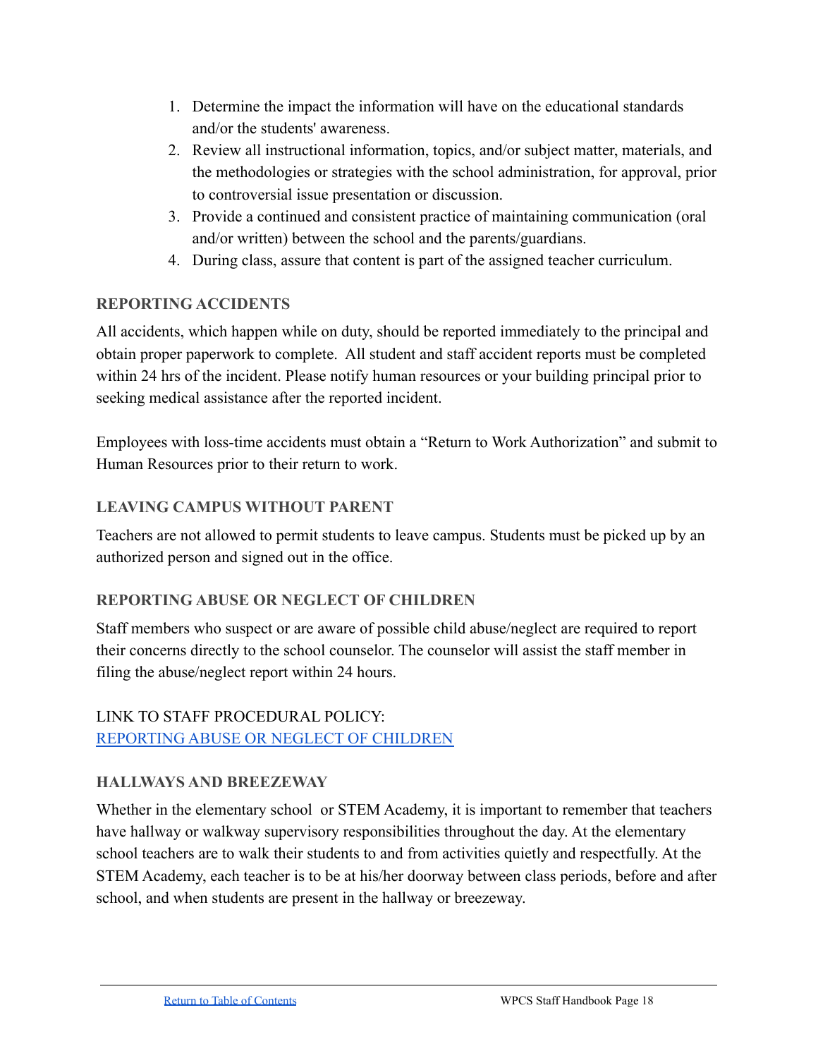1. Determine the impact the information will have on the educational standards and/or the students' awareness.
2. Review all instructional information, topics, and/or subject matter, materials, and the methodologies or strategies with the school administration, for approval, prior to controversial issue presentation or discussion.
3. Provide a continued and consistent practice of maintaining communication (oral and/or written) between the school and the parents/guardians.
4. During class, assure that content is part of the assigned teacher curriculum.

### REPORTING ACCIDENTS

All accidents, which happen while on duty, should be reported immediately to the principal and obtain proper paperwork to complete. All student and staff accident reports must be completed within 24 hrs of the incident. Please notify human resources or your building principal prior to seeking medical assistance after the reported incident.

Employees with loss-time accidents must obtain a "Return to Work Authorization" and submit to Human Resources prior to their return to work.

### LEAVING CAMPUS WITHOUT PARENT

Teachers are not allowed to permit students to leave campus. Students must be picked up by an authorized person and signed out in the office.

### REPORTING ABUSE OR NEGLECT OF CHILDREN

Staff members who suspect or are aware of possible child abuse/neglect are required to report their concerns directly to the school counselor. The counselor will assist the staff member in filing the abuse/neglect report within 24 hours.

LINK TO STAFF PROCEDURAL POLICY:
REPORTING ABUSE OR NEGLECT OF CHILDREN

### HALLWAYS AND BREEZEWAY

Whether in the elementary school or STEM Academy, it is important to remember that teachers have hallway or walkway supervisory responsibilities throughout the day. At the elementary school teachers are to walk their students to and from activities quietly and respectfully. At the STEM Academy, each teacher is to be at his/her doorway between class periods, before and after school, and when students are present in the hallway or breezeway.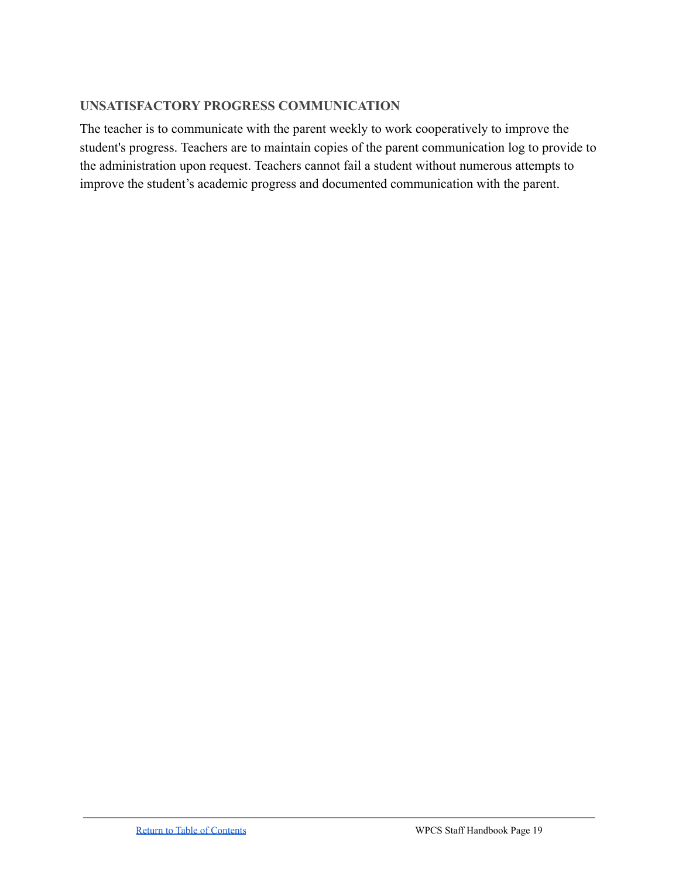### UNSATISFACTORY PROGRESS COMMUNICATION

The teacher is to communicate with the parent weekly to work cooperatively to improve the student's progress. Teachers are to maintain copies of the parent communication log to provide to the administration upon request. Teachers cannot fail a student without numerous attempts to improve the student's academic progress and documented communication with the parent.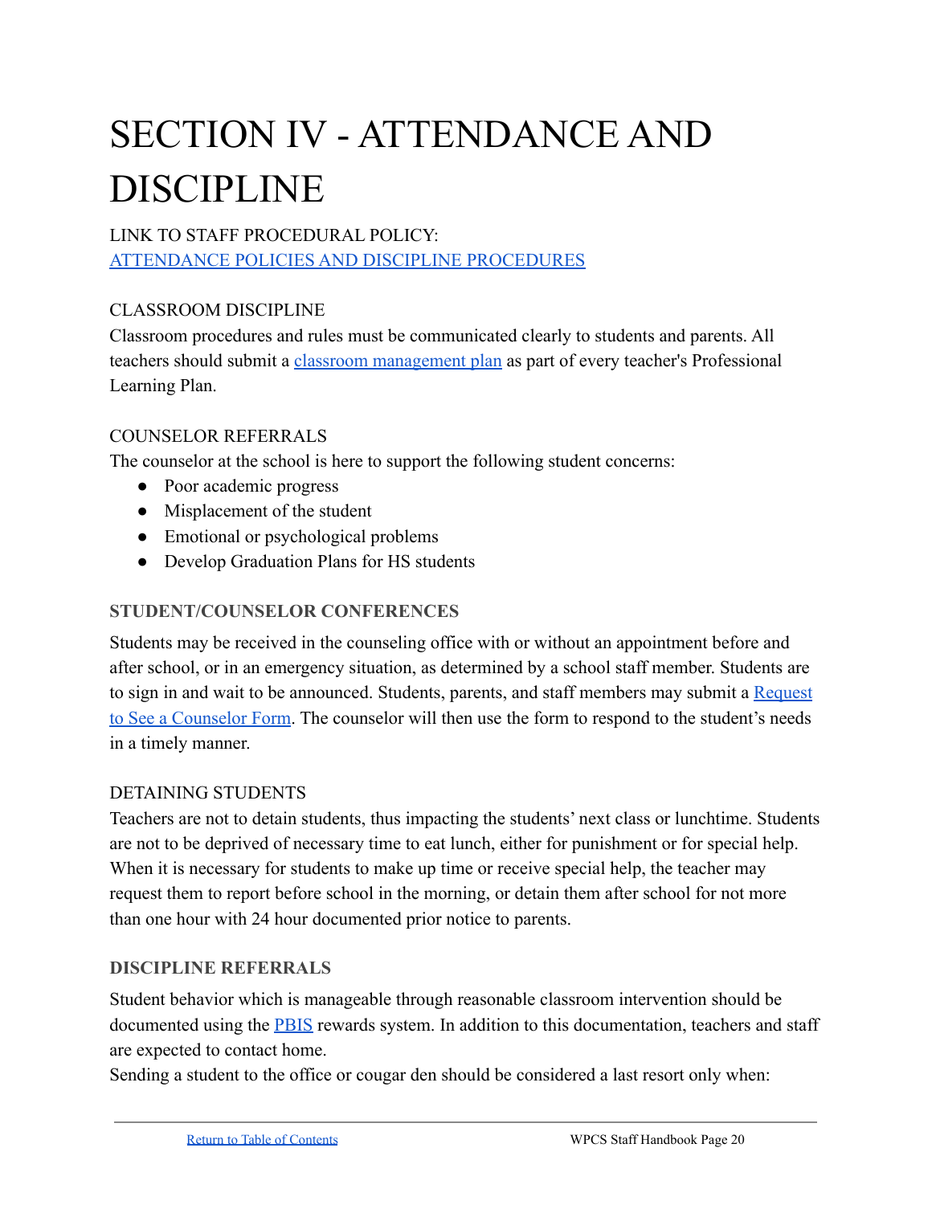# SECTION IV - ATTENDANCE AND DISCIPLINE

LINK TO STAFF PROCEDURAL POLICY:
[ATTENDANCE POLICIES AND DISCIPLINE PROCEDURES]

## CLASSROOM DISCIPLINE

Classroom procedures and rules must be communicated clearly to students and parents. All teachers should submit a classroom management plan as part of every teacher's Professional Learning Plan.

## COUNSELOR REFERRALS

The counselor at the school is here to support the following student concerns:

- Poor academic progress
- Misplacement of the student
- Emotional or psychological problems
- Develop Graduation Plans for HS students

### STUDENT/COUNSELOR CONFERENCES

Students may be received in the counseling office with or without an appointment before and after school, or in an emergency situation, as determined by a school staff member. Students are to sign in and wait to be announced. Students, parents, and staff members may submit a Request to See a Counselor Form. The counselor will then use the form to respond to the student's needs in a timely manner.

## DETAINING STUDENTS

Teachers are not to detain students, thus impacting the students' next class or lunchtime. Students are not to be deprived of necessary time to eat lunch, either for punishment or for special help. When it is necessary for students to make up time or receive special help, the teacher may request them to report before school in the morning, or detain them after school for not more than one hour with 24 hour documented prior notice to parents.

### DISCIPLINE REFERRALS

Student behavior which is manageable through reasonable classroom intervention should be documented using the PBIS rewards system. In addition to this documentation, teachers and staff are expected to contact home.

Sending a student to the office or cougar den should be considered a last resort only when: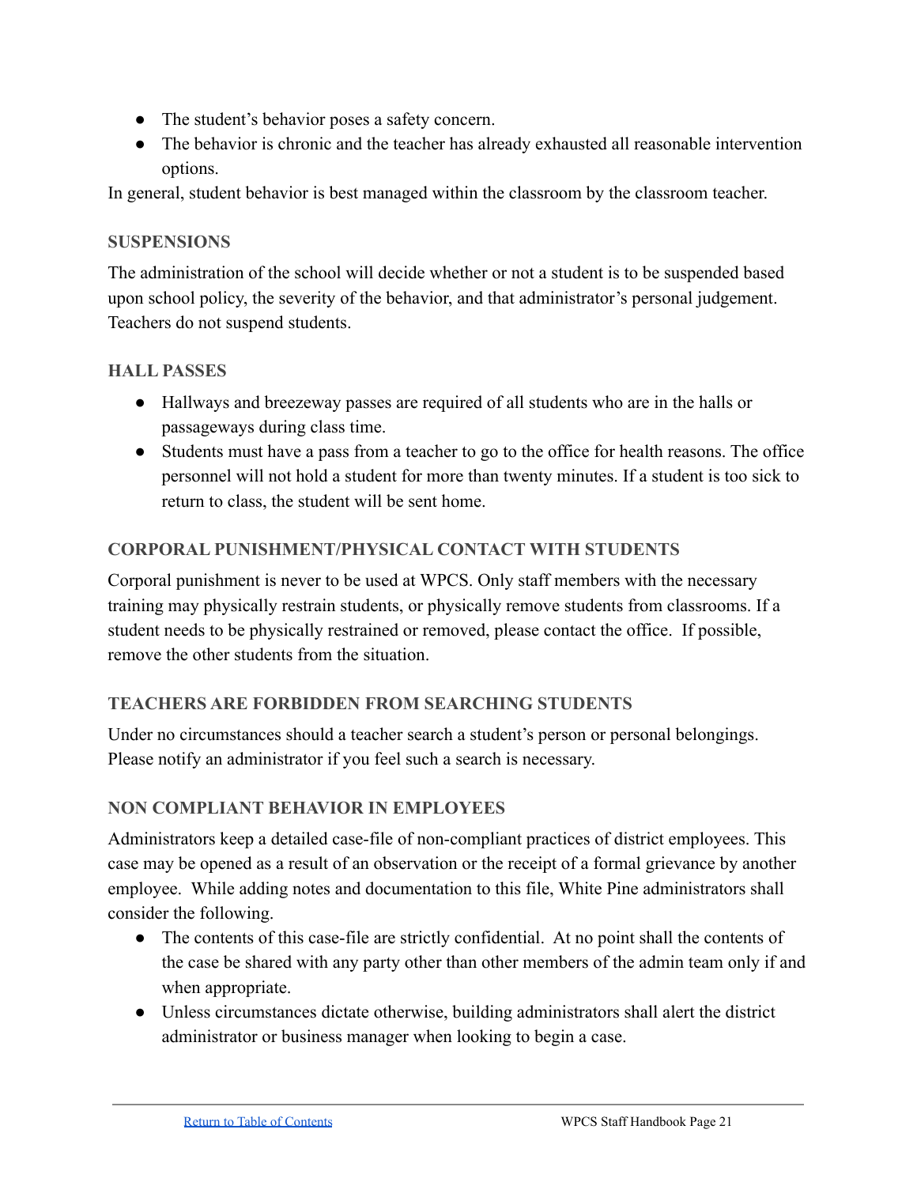- The student's behavior poses a safety concern.
- The behavior is chronic and the teacher has already exhausted all reasonable intervention options.

In general, student behavior is best managed within the classroom by the classroom teacher.

### SUSPENSIONS

The administration of the school will decide whether or not a student is to be suspended based upon school policy, the severity of the behavior, and that administrator's personal judgement. Teachers do not suspend students.

### HALL PASSES

- Hallways and breezeway passes are required of all students who are in the halls or passageways during class time.
- Students must have a pass from a teacher to go to the office for health reasons. The office personnel will not hold a student for more than twenty minutes. If a student is too sick to return to class, the student will be sent home.

### CORPORAL PUNISHMENT/PHYSICAL CONTACT WITH STUDENTS

Corporal punishment is never to be used at WPCS. Only staff members with the necessary training may physically restrain students, or physically remove students from classrooms. If a student needs to be physically restrained or removed, please contact the office. If possible, remove the other students from the situation.

### TEACHERS ARE FORBIDDEN FROM SEARCHING STUDENTS

Under no circumstances should a teacher search a student's person or personal belongings. Please notify an administrator if you feel such a search is necessary.

### NON COMPLIANT BEHAVIOR IN EMPLOYEES

Administrators keep a detailed case-file of non-compliant practices of district employees. This case may be opened as a result of an observation or the receipt of a formal grievance by another employee. While adding notes and documentation to this file, White Pine administrators shall consider the following.

- The contents of this case-file are strictly confidential. At no point shall the contents of the case be shared with any party other than other members of the admin team only if and when appropriate.
- Unless circumstances dictate otherwise, building administrators shall alert the district administrator or business manager when looking to begin a case.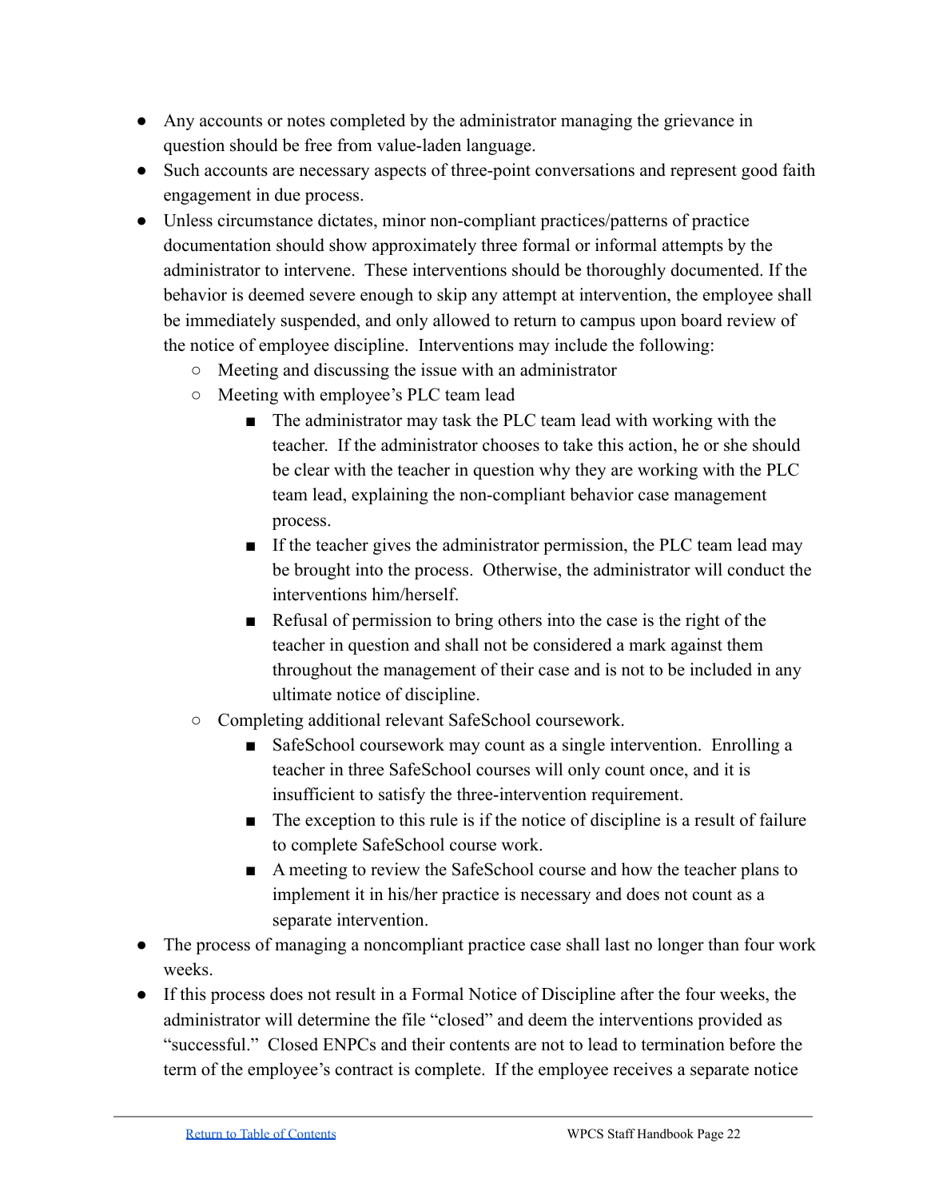- Any accounts or notes completed by the administrator managing the grievance in question should be free from value-laden language.
- Such accounts are necessary aspects of three-point conversations and represent good faith engagement in due process.
- Unless circumstance dictates, minor non-compliant practices/patterns of practice documentation should show approximately three formal or informal attempts by the administrator to intervene. These interventions should be thoroughly documented. If the behavior is deemed severe enough to skip any attempt at intervention, the employee shall be immediately suspended, and only allowed to return to campus upon board review of the notice of employee discipline. Interventions may include the following:
    - Meeting and discussing the issue with an administrator
    - Meeting with employee's PLC team lead
        - The administrator may task the PLC team lead with working with the teacher. If the administrator chooses to take this action, he or she should be clear with the teacher in question why they are working with the PLC team lead, explaining the non-compliant behavior case management process.
        - If the teacher gives the administrator permission, the PLC team lead may be brought into the process. Otherwise, the administrator will conduct the interventions him/herself.
        - Refusal of permission to bring others into the case is the right of the teacher in question and shall not be considered a mark against them throughout the management of their case and is not to be included in any ultimate notice of discipline.
    - Completing additional relevant SafeSchool coursework.
        - SafeSchool coursework may count as a single intervention. Enrolling a teacher in three SafeSchool courses will only count once, and it is insufficient to satisfy the three-intervention requirement.
        - The exception to this rule is if the notice of discipline is a result of failure to complete SafeSchool course work.
        - A meeting to review the SafeSchool course and how the teacher plans to implement it in his/her practice is necessary and does not count as a separate intervention.
- The process of managing a noncompliant practice case shall last no longer than four work weeks.
- If this process does not result in a Formal Notice of Discipline after the four weeks, the administrator will determine the file "closed" and deem the interventions provided as "successful." Closed ENPCs and their contents are not to lead to termination before the term of the employee's contract is complete. If the employee receives a separate notice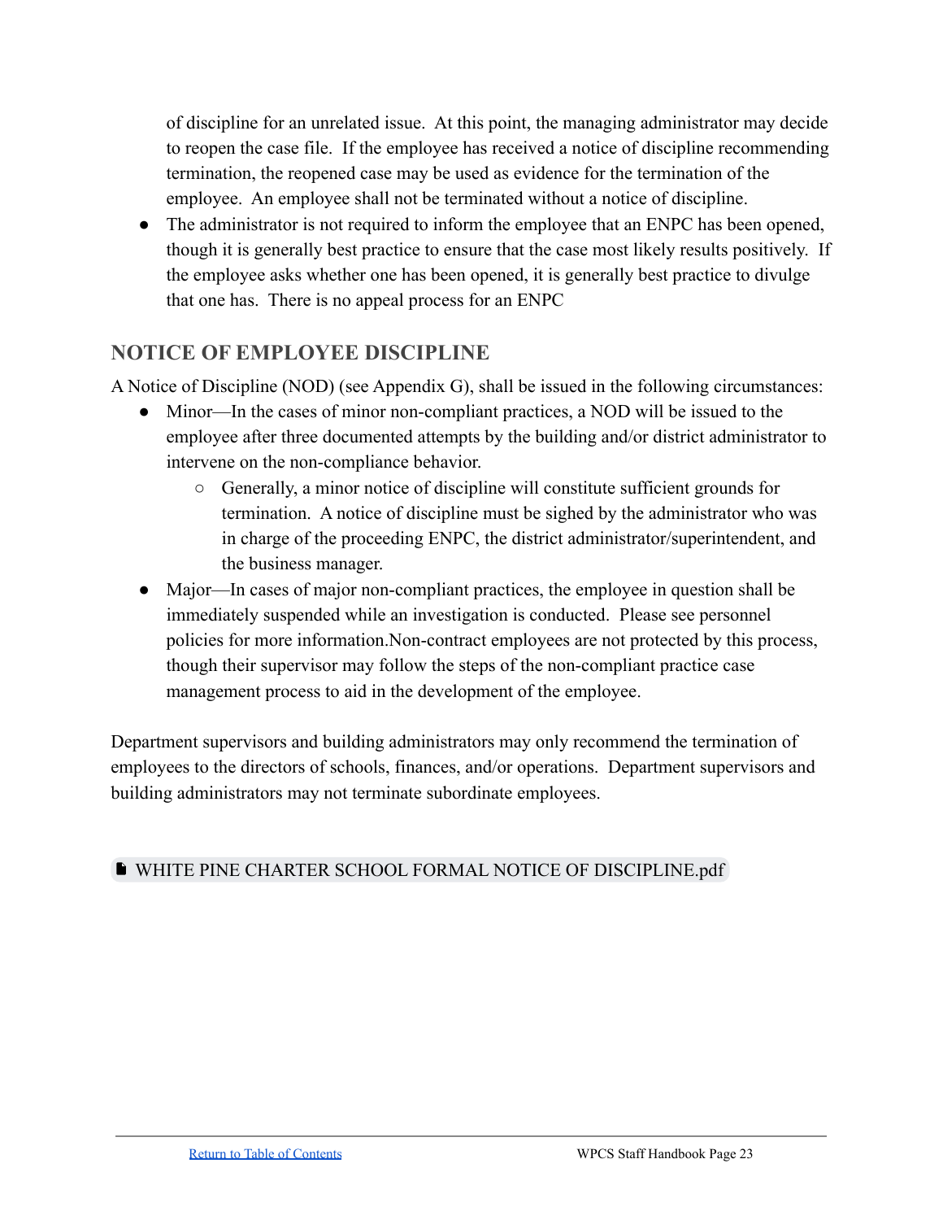of discipline for an unrelated issue. At this point, the managing administrator may decide to reopen the case file. If the employee has received a notice of discipline recommending termination, the reopened case may be used as evidence for the termination of the employee. An employee shall not be terminated without a notice of discipline.

- The administrator is not required to inform the employee that an ENPC has been opened, though it is generally best practice to ensure that the case most likely results positively. If the employee asks whether one has been opened, it is generally best practice to divulge that one has. There is no appeal process for an ENPC

## NOTICE OF EMPLOYEE DISCIPLINE

A Notice of Discipline (NOD) (see Appendix G), shall be issued in the following circumstances:

- Minor—In the cases of minor non-compliant practices, a NOD will be issued to the employee after three documented attempts by the building and/or district administrator to intervene on the non-compliance behavior.
    - Generally, a minor notice of discipline will constitute sufficient grounds for termination. A notice of discipline must be sighed by the administrator who was in charge of the proceeding ENPC, the district administrator/superintendent, and the business manager.
- Major—In cases of major non-compliant practices, the employee in question shall be immediately suspended while an investigation is conducted. Please see personnel policies for more information.Non-contract employees are not protected by this process, though their supervisor may follow the steps of the non-compliant practice case management process to aid in the development of the employee.

Department supervisors and building administrators may only recommend the termination of employees to the directors of schools, finances, and/or operations. Department supervisors and building administrators may not terminate subordinate employees.

WHITE PINE CHARTER SCHOOL FORMAL NOTICE OF DISCIPLINE.pdf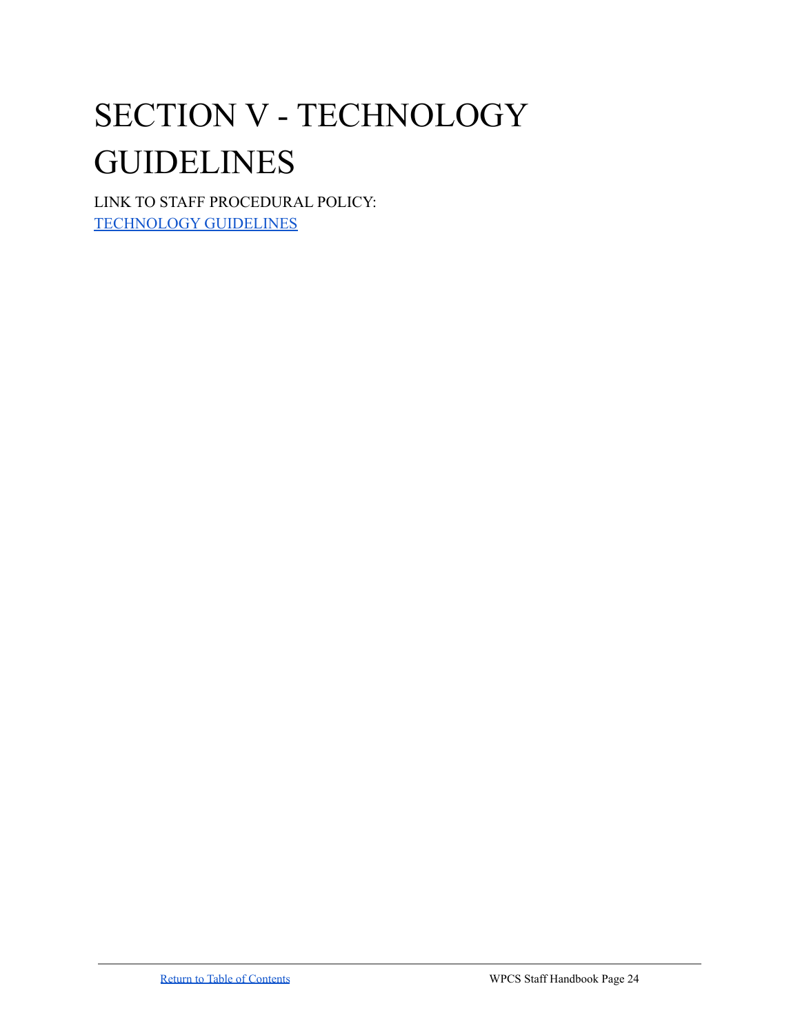# SECTION V - TECHNOLOGY GUIDELINES

LINK TO STAFF PROCEDURAL POLICY:
[TECHNOLOGY GUIDELINES]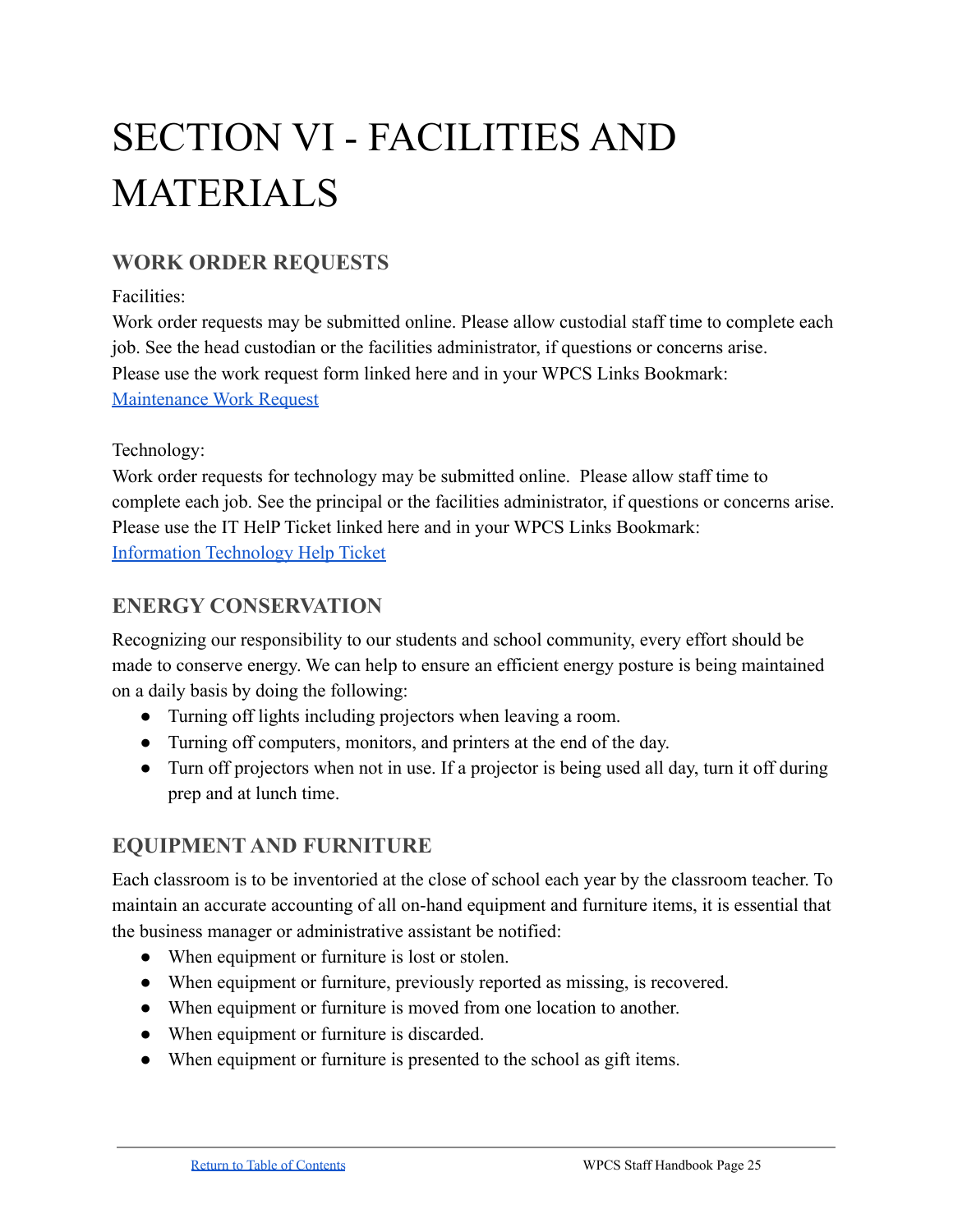# SECTION VI - FACILITIES AND MATERIALS

## WORK ORDER REQUESTS

Facilities:

Work order requests may be submitted online. Please allow custodial staff time to complete each job. See the head custodian or the facilities administrator, if questions or concerns arise.
Please use the work request form linked here and in your WPCS Links Bookmark:
Maintenance Work Request

Technology:

Work order requests for technology may be submitted online. Please allow staff time to complete each job. See the principal or the facilities administrator, if questions or concerns arise.
Please use the IT HelP Ticket linked here and in your WPCS Links Bookmark:
Information Technology Help Ticket

## ENERGY CONSERVATION

Recognizing our responsibility to our students and school community, every effort should be made to conserve energy. We can help to ensure an efficient energy posture is being maintained on a daily basis by doing the following:

- Turning off lights including projectors when leaving a room.
- Turning off computers, monitors, and printers at the end of the day.
- Turn off projectors when not in use. If a projector is being used all day, turn it off during prep and at lunch time.

## EQUIPMENT AND FURNITURE

Each classroom is to be inventoried at the close of school each year by the classroom teacher. To maintain an accurate accounting of all on-hand equipment and furniture items, it is essential that the business manager or administrative assistant be notified:

- When equipment or furniture is lost or stolen.
- When equipment or furniture, previously reported as missing, is recovered.
- When equipment or furniture is moved from one location to another.
- When equipment or furniture is discarded.
- When equipment or furniture is presented to the school as gift items.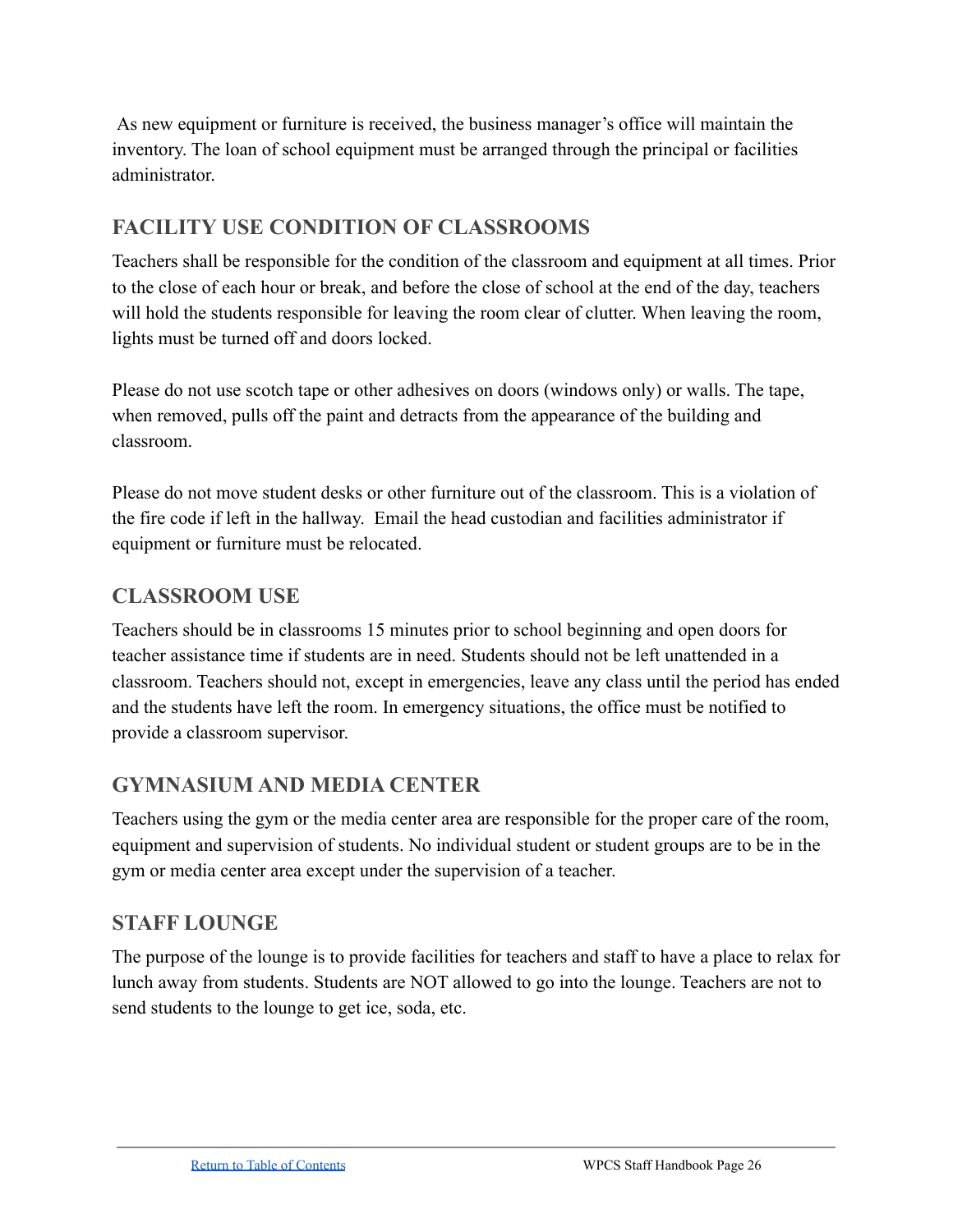As new equipment or furniture is received, the business manager's office will maintain the inventory. The loan of school equipment must be arranged through the principal or facilities administrator.

## FACILITY USE CONDITION OF CLASSROOMS

Teachers shall be responsible for the condition of the classroom and equipment at all times. Prior to the close of each hour or break, and before the close of school at the end of the day, teachers will hold the students responsible for leaving the room clear of clutter. When leaving the room, lights must be turned off and doors locked.

Please do not use scotch tape or other adhesives on doors (windows only) or walls. The tape, when removed, pulls off the paint and detracts from the appearance of the building and classroom.

Please do not move student desks or other furniture out of the classroom. This is a violation of the fire code if left in the hallway.  Email the head custodian and facilities administrator if equipment or furniture must be relocated.

## CLASSROOM USE

Teachers should be in classrooms 15 minutes prior to school beginning and open doors for teacher assistance time if students are in need. Students should not be left unattended in a classroom. Teachers should not, except in emergencies, leave any class until the period has ended and the students have left the room. In emergency situations, the office must be notified to provide a classroom supervisor.

## GYMNASIUM AND MEDIA CENTER

Teachers using the gym or the media center area are responsible for the proper care of the room, equipment and supervision of students. No individual student or student groups are to be in the gym or media center area except under the supervision of a teacher.

## STAFF LOUNGE

The purpose of the lounge is to provide facilities for teachers and staff to have a place to relax for lunch away from students. Students are NOT allowed to go into the lounge. Teachers are not to send students to the lounge to get ice, soda, etc.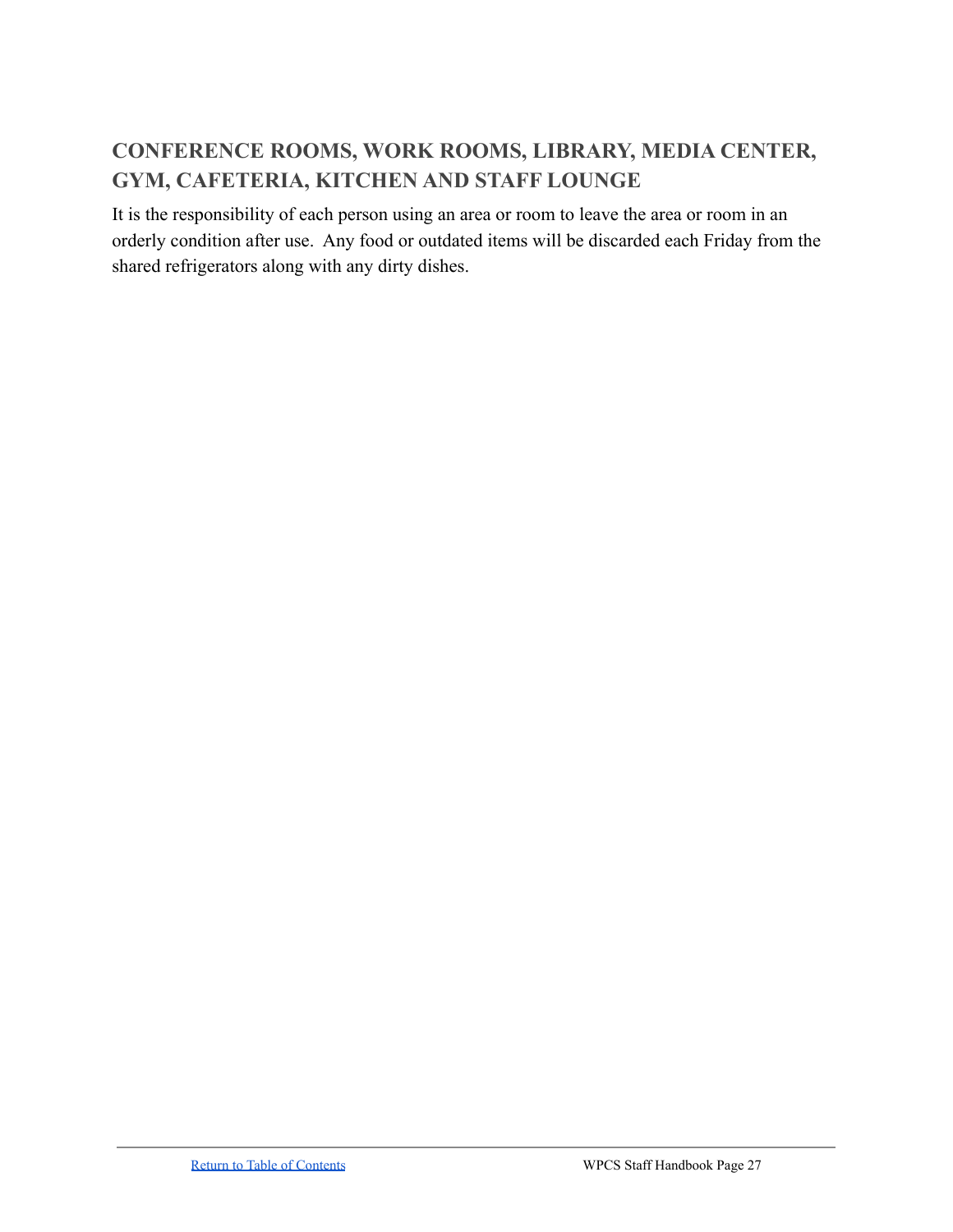## CONFERENCE ROOMS, WORK ROOMS, LIBRARY, MEDIA CENTER, GYM, CAFETERIA, KITCHEN AND STAFF LOUNGE

It is the responsibility of each person using an area or room to leave the area or room in an orderly condition after use.  Any food or outdated items will be discarded each Friday from the shared refrigerators along with any dirty dishes.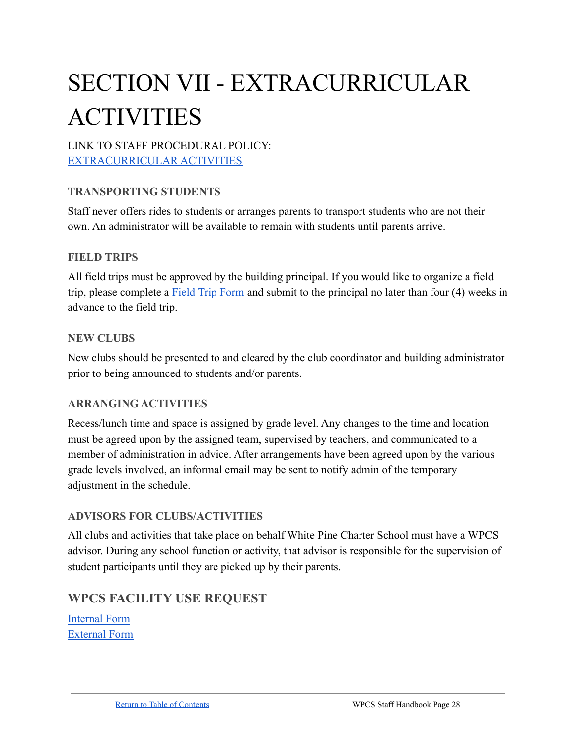# SECTION VII - EXTRACURRICULAR ACTIVITIES

LINK TO STAFF PROCEDURAL POLICY:
EXTRACURRICULAR ACTIVITIES

### TRANSPORTING STUDENTS

Staff never offers rides to students or arranges parents to transport students who are not their own. An administrator will be available to remain with students until parents arrive.

### FIELD TRIPS

All field trips must be approved by the building principal. If you would like to organize a field trip, please complete a Field Trip Form and submit to the principal no later than four (4) weeks in advance to the field trip.

### NEW CLUBS

New clubs should be presented to and cleared by the club coordinator and building administrator prior to being announced to students and/or parents.

### ARRANGING ACTIVITIES

Recess/lunch time and space is assigned by grade level. Any changes to the time and location must be agreed upon by the assigned team, supervised by teachers, and communicated to a member of administration in advice. After arrangements have been agreed upon by the various grade levels involved, an informal email may be sent to notify admin of the temporary adjustment in the schedule.

### ADVISORS FOR CLUBS/ACTIVITIES

All clubs and activities that take place on behalf White Pine Charter School must have a WPCS advisor. During any school function or activity, that advisor is responsible for the supervision of student participants until they are picked up by their parents.

## WPCS FACILITY USE REQUEST

Internal Form
External Form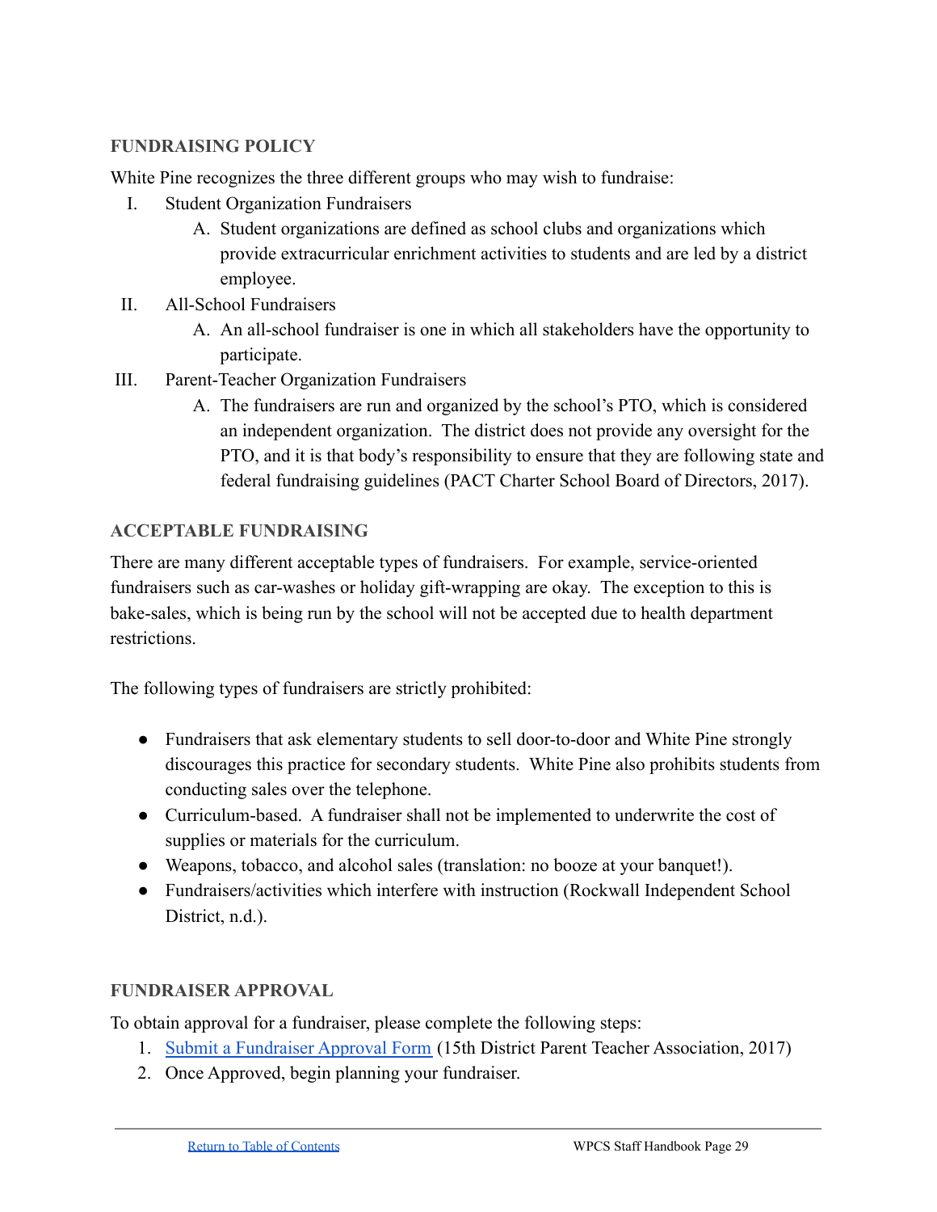## FUNDRAISING POLICY

White Pine recognizes the three different groups who may wish to fundraise:

I. Student Organization Fundraisers
   A. Student organizations are defined as school clubs and organizations which provide extracurricular enrichment activities to students and are led by a district employee.

II. All-School Fundraisers
   A. An all-school fundraiser is one in which all stakeholders have the opportunity to participate.

III. Parent-Teacher Organization Fundraisers
   A. The fundraisers are run and organized by the school's PTO, which is considered an independent organization. The district does not provide any oversight for the PTO, and it is that body's responsibility to ensure that they are following state and federal fundraising guidelines (PACT Charter School Board of Directors, 2017).

## ACCEPTABLE FUNDRAISING

There are many different acceptable types of fundraisers. For example, service-oriented fundraisers such as car-washes or holiday gift-wrapping are okay. The exception to this is bake-sales, which is being run by the school will not be accepted due to health department restrictions.

The following types of fundraisers are strictly prohibited:

- Fundraisers that ask elementary students to sell door-to-door and White Pine strongly discourages this practice for secondary students. White Pine also prohibits students from conducting sales over the telephone.
- Curriculum-based. A fundraiser shall not be implemented to underwrite the cost of supplies or materials for the curriculum.
- Weapons, tobacco, and alcohol sales (translation: no booze at your banquet!).
- Fundraisers/activities which interfere with instruction (Rockwall Independent School District, n.d.).

## FUNDRAISER APPROVAL

To obtain approval for a fundraiser, please complete the following steps:

1. Submit a Fundraiser Approval Form (15th District Parent Teacher Association, 2017)
2. Once Approved, begin planning your fundraiser.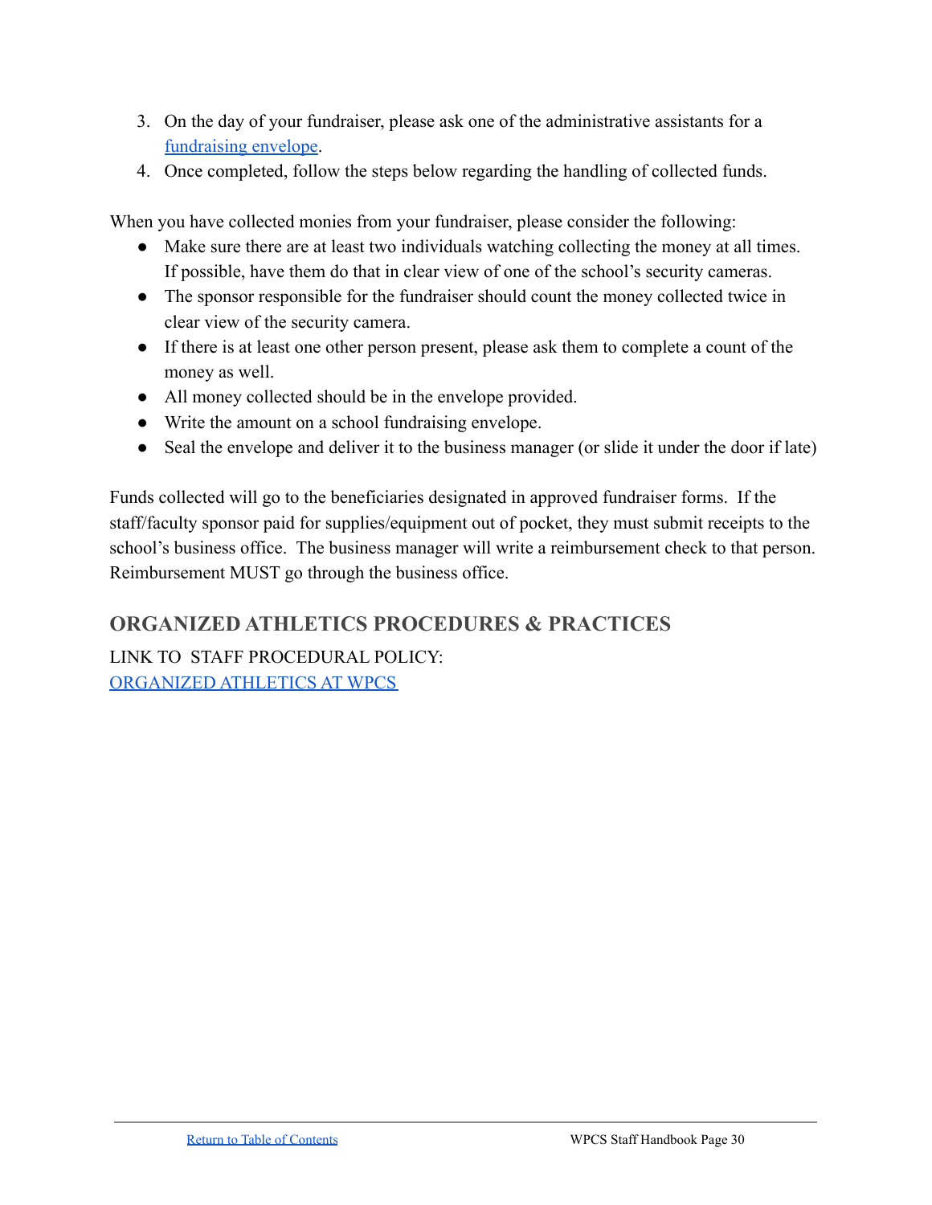3. On the day of your fundraiser, please ask one of the administrative assistants for a [fundraising envelope](#).
4. Once completed, follow the steps below regarding the handling of collected funds.

When you have collected monies from your fundraiser, please consider the following:

- Make sure there are at least two individuals watching collecting the money at all times. If possible, have them do that in clear view of one of the school's security cameras.
- The sponsor responsible for the fundraiser should count the money collected twice in clear view of the security camera.
- If there is at least one other person present, please ask them to complete a count of the money as well.
- All money collected should be in the envelope provided.
- Write the amount on a school fundraising envelope.
- Seal the envelope and deliver it to the business manager (or slide it under the door if late)

Funds collected will go to the beneficiaries designated in approved fundraiser forms. If the staff/faculty sponsor paid for supplies/equipment out of pocket, they must submit receipts to the school's business office. The business manager will write a reimbursement check to that person. Reimbursement MUST go through the business office.

## ORGANIZED ATHLETICS PROCEDURES & PRACTICES

LINK TO STAFF PROCEDURAL POLICY:
[ORGANIZED ATHLETICS AT WPCS](#)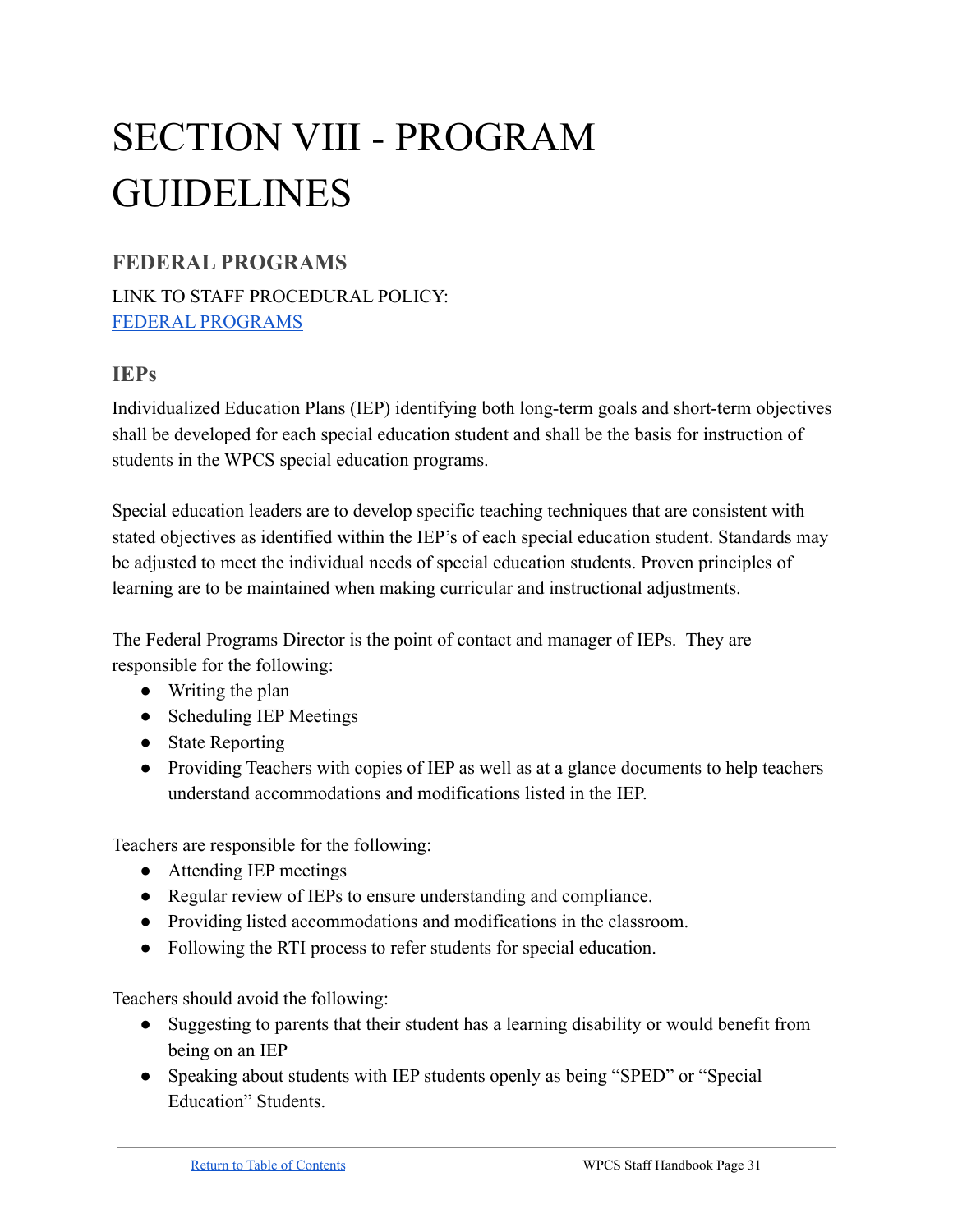# SECTION VIII - PROGRAM GUIDELINES

## FEDERAL PROGRAMS

LINK TO STAFF PROCEDURAL POLICY:
[FEDERAL PROGRAMS]()

### IEPs

Individualized Education Plans (IEP) identifying both long-term goals and short-term objectives shall be developed for each special education student and shall be the basis for instruction of students in the WPCS special education programs.

Special education leaders are to develop specific teaching techniques that are consistent with stated objectives as identified within the IEP's of each special education student. Standards may be adjusted to meet the individual needs of special education students. Proven principles of learning are to be maintained when making curricular and instructional adjustments.

The Federal Programs Director is the point of contact and manager of IEPs. They are responsible for the following:

- Writing the plan
- Scheduling IEP Meetings
- State Reporting
- Providing Teachers with copies of IEP as well as at a glance documents to help teachers understand accommodations and modifications listed in the IEP.

Teachers are responsible for the following:

- Attending IEP meetings
- Regular review of IEPs to ensure understanding and compliance.
- Providing listed accommodations and modifications in the classroom.
- Following the RTI process to refer students for special education.

Teachers should avoid the following:

- Suggesting to parents that their student has a learning disability or would benefit from being on an IEP
- Speaking about students with IEP students openly as being "SPED" or "Special Education" Students.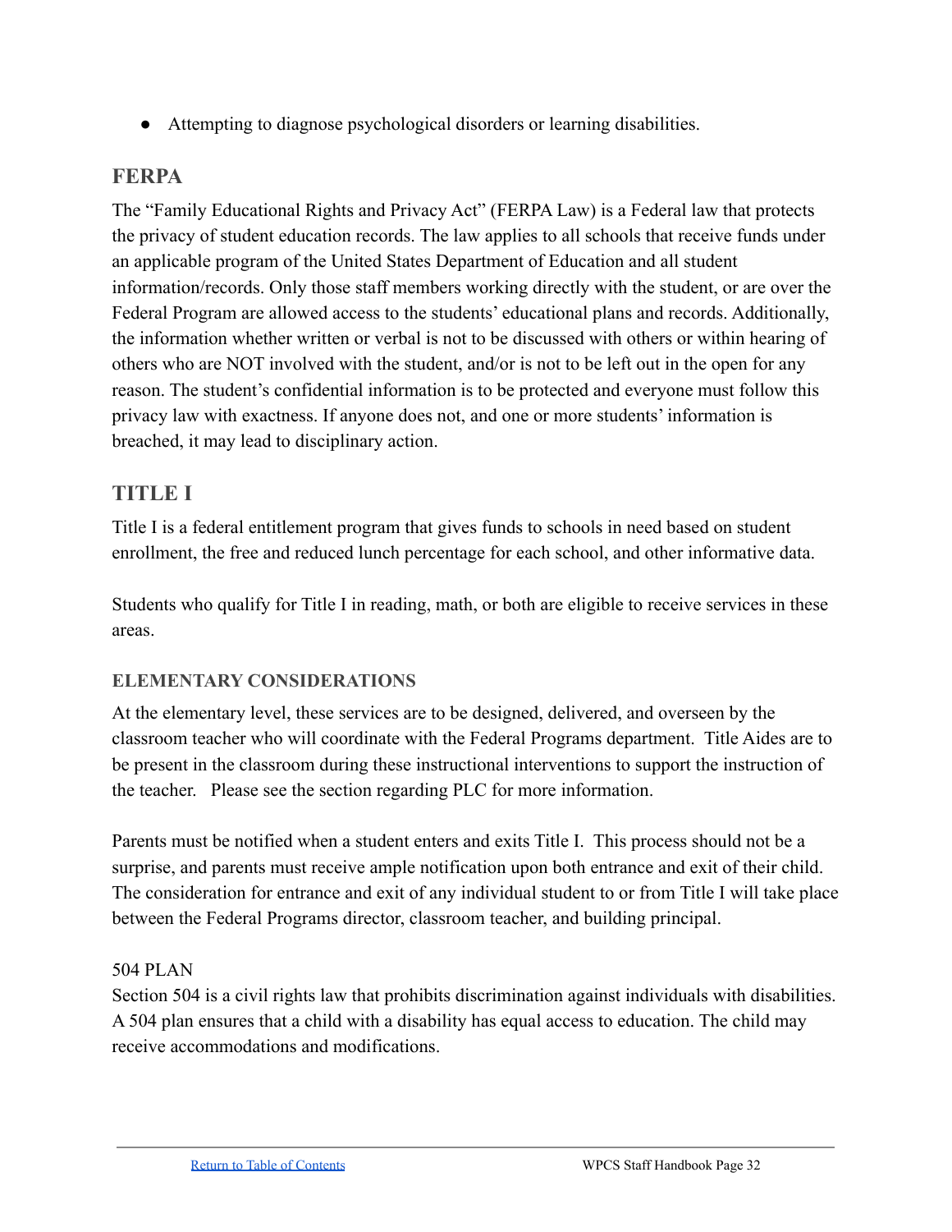- Attempting to diagnose psychological disorders or learning disabilities.

## FERPA

The “Family Educational Rights and Privacy Act” (FERPA Law) is a Federal law that protects the privacy of student education records. The law applies to all schools that receive funds under an applicable program of the United States Department of Education and all student information/records. Only those staff members working directly with the student, or are over the Federal Program are allowed access to the students’ educational plans and records. Additionally, the information whether written or verbal is not to be discussed with others or within hearing of others who are NOT involved with the student, and/or is not to be left out in the open for any reason. The student’s confidential information is to be protected and everyone must follow this privacy law with exactness. If anyone does not, and one or more students’ information is breached, it may lead to disciplinary action.

## TITLE I

Title I is a federal entitlement program that gives funds to schools in need based on student enrollment, the free and reduced lunch percentage for each school, and other informative data.

Students who qualify for Title I in reading, math, or both are eligible to receive services in these areas.

### ELEMENTARY CONSIDERATIONS

At the elementary level, these services are to be designed, delivered, and overseen by the classroom teacher who will coordinate with the Federal Programs department. Title Aides are to be present in the classroom during these instructional interventions to support the instruction of the teacher. Please see the section regarding PLC for more information.

Parents must be notified when a student enters and exits Title I. This process should not be a surprise, and parents must receive ample notification upon both entrance and exit of their child. The consideration for entrance and exit of any individual student to or from Title I will take place between the Federal Programs director, classroom teacher, and building principal.

504 PLAN

Section 504 is a civil rights law that prohibits discrimination against individuals with disabilities. A 504 plan ensures that a child with a disability has equal access to education. The child may receive accommodations and modifications.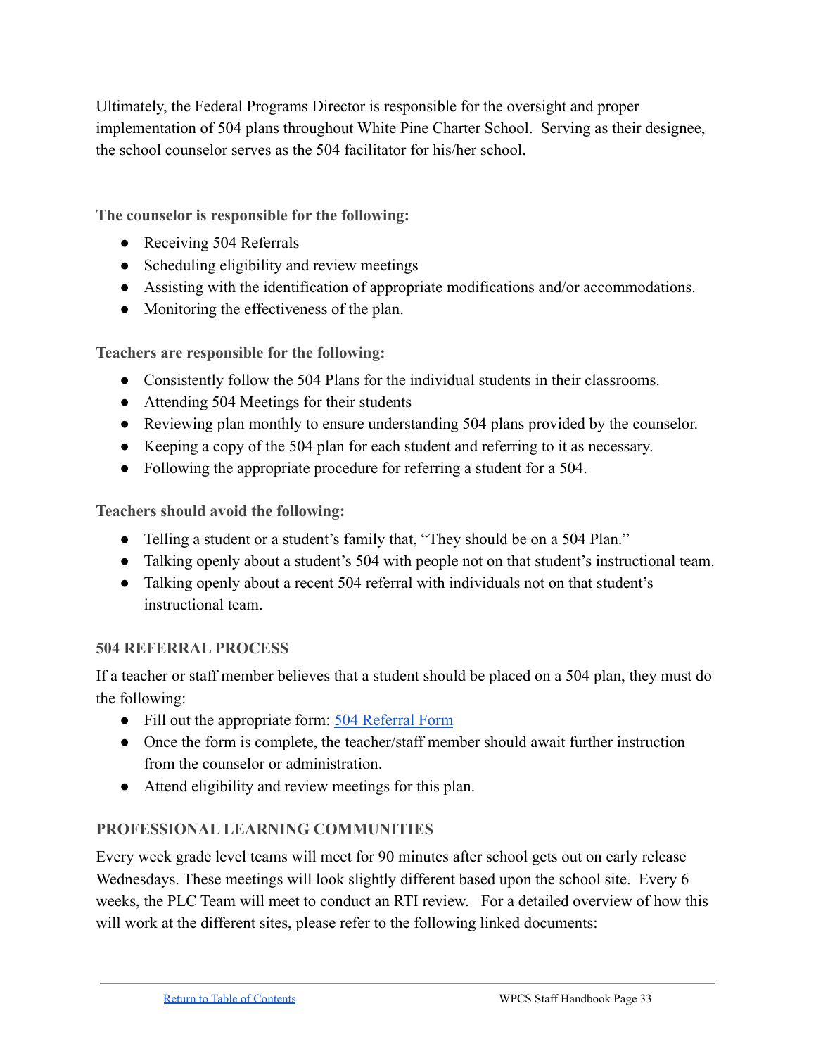Ultimately, the Federal Programs Director is responsible for the oversight and proper implementation of 504 plans throughout White Pine Charter School. Serving as their designee, the school counselor serves as the 504 facilitator for his/her school.

**The counselor is responsible for the following:**

- Receiving 504 Referrals
- Scheduling eligibility and review meetings
- Assisting with the identification of appropriate modifications and/or accommodations.
- Monitoring the effectiveness of the plan.

**Teachers are responsible for the following:**

- Consistently follow the 504 Plans for the individual students in their classrooms.
- Attending 504 Meetings for their students
- Reviewing plan monthly to ensure understanding 504 plans provided by the counselor.
- Keeping a copy of the 504 plan for each student and referring to it as necessary.
- Following the appropriate procedure for referring a student for a 504.

**Teachers should avoid the following:**

- Telling a student or a student's family that, "They should be on a 504 Plan."
- Talking openly about a student's 504 with people not on that student's instructional team.
- Talking openly about a recent 504 referral with individuals not on that student's instructional team.

## 504 REFERRAL PROCESS

If a teacher or staff member believes that a student should be placed on a 504 plan, they must do the following:

- Fill out the appropriate form: [504 Referral Form]
- Once the form is complete, the teacher/staff member should await further instruction from the counselor or administration.
- Attend eligibility and review meetings for this plan.

## PROFESSIONAL LEARNING COMMUNITIES

Every week grade level teams will meet for 90 minutes after school gets out on early release Wednesdays. These meetings will look slightly different based upon the school site. Every 6 weeks, the PLC Team will meet to conduct an RTI review. For a detailed overview of how this will work at the different sites, please refer to the following linked documents: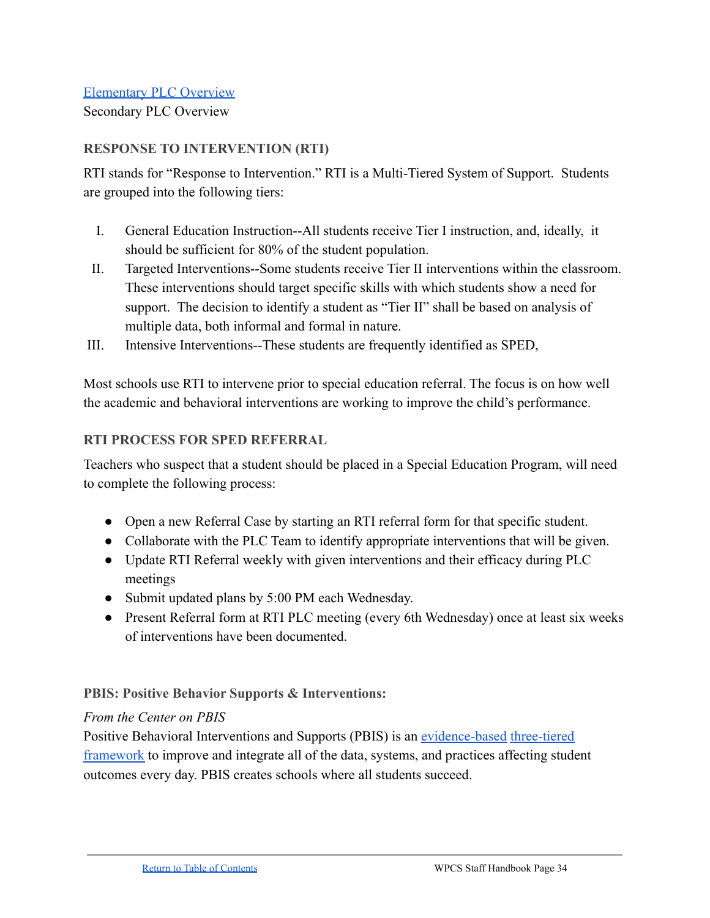[Elementary PLC Overview](#)

Secondary PLC Overview

### RESPONSE TO INTERVENTION (RTI)

RTI stands for "Response to Intervention." RTI is a Multi-Tiered System of Support. Students are grouped into the following tiers:

I. General Education Instruction--All students receive Tier I instruction, and, ideally, it should be sufficient for 80% of the student population.

II. Targeted Interventions--Some students receive Tier II interventions within the classroom. These interventions should target specific skills with which students show a need for support. The decision to identify a student as "Tier II" shall be based on analysis of multiple data, both informal and formal in nature.

III. Intensive Interventions--These students are frequently identified as SPED,

Most schools use RTI to intervene prior to special education referral. The focus is on how well the academic and behavioral interventions are working to improve the child's performance.

### RTI PROCESS FOR SPED REFERRAL

Teachers who suspect that a student should be placed in a Special Education Program, will need to complete the following process:

- Open a new Referral Case by starting an RTI referral form for that specific student.
- Collaborate with the PLC Team to identify appropriate interventions that will be given.
- Update RTI Referral weekly with given interventions and their efficacy during PLC meetings
- Submit updated plans by 5:00 PM each Wednesday.
- Present Referral form at RTI PLC meeting (every 6th Wednesday) once at least six weeks of interventions have been documented.

### PBIS: Positive Behavior Supports & Interventions:

*From the Center on PBIS*

Positive Behavioral Interventions and Supports (PBIS) is an [evidence-based](#) [three-tiered framework](#) to improve and integrate all of the data, systems, and practices affecting student outcomes every day. PBIS creates schools where all students succeed.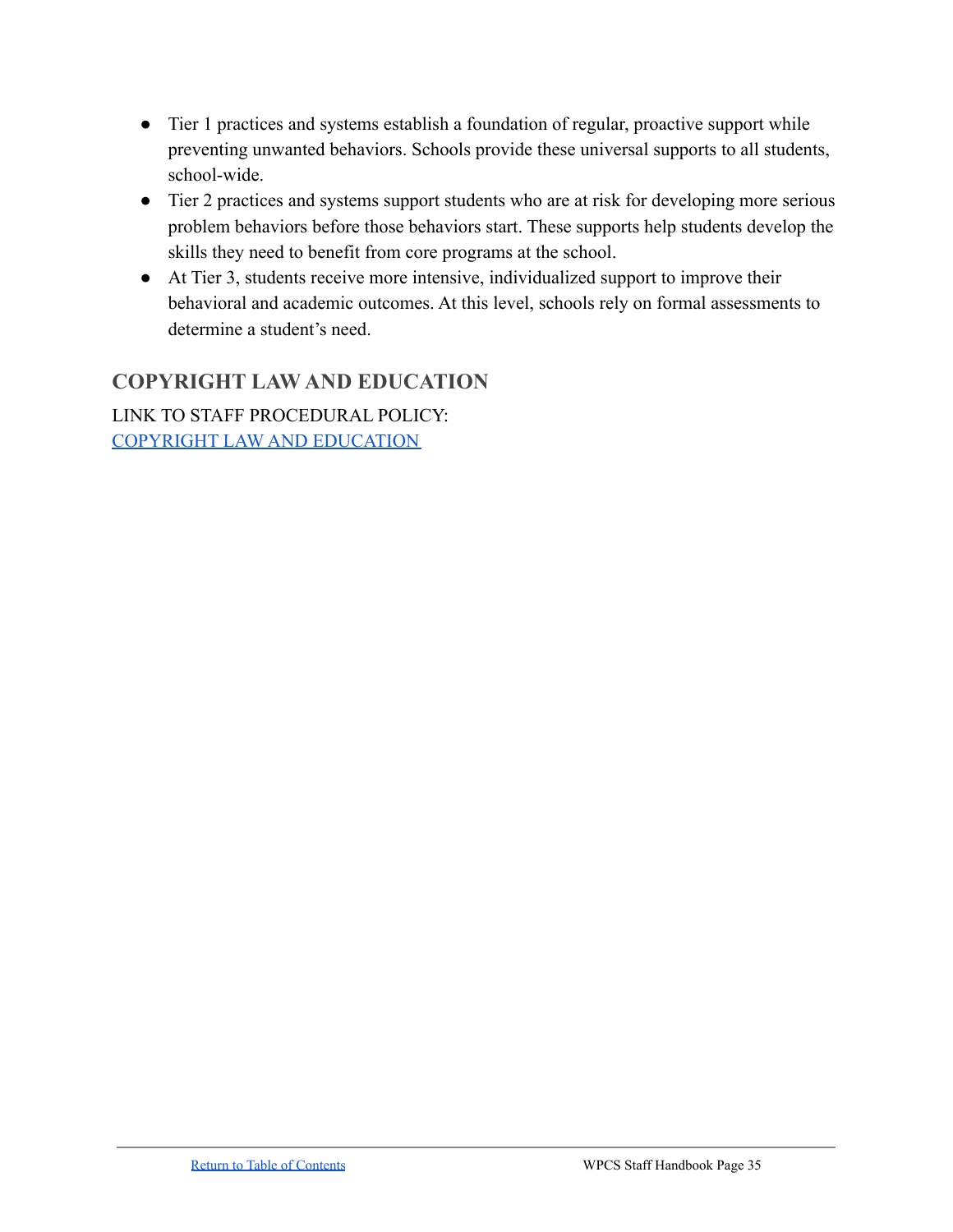- Tier 1 practices and systems establish a foundation of regular, proactive support while preventing unwanted behaviors. Schools provide these universal supports to all students, school-wide.
- Tier 2 practices and systems support students who are at risk for developing more serious problem behaviors before those behaviors start. These supports help students develop the skills they need to benefit from core programs at the school.
- At Tier 3, students receive more intensive, individualized support to improve their behavioral and academic outcomes. At this level, schools rely on formal assessments to determine a student's need.

## COPYRIGHT LAW AND EDUCATION

LINK TO STAFF PROCEDURAL POLICY:
COPYRIGHT LAW AND EDUCATION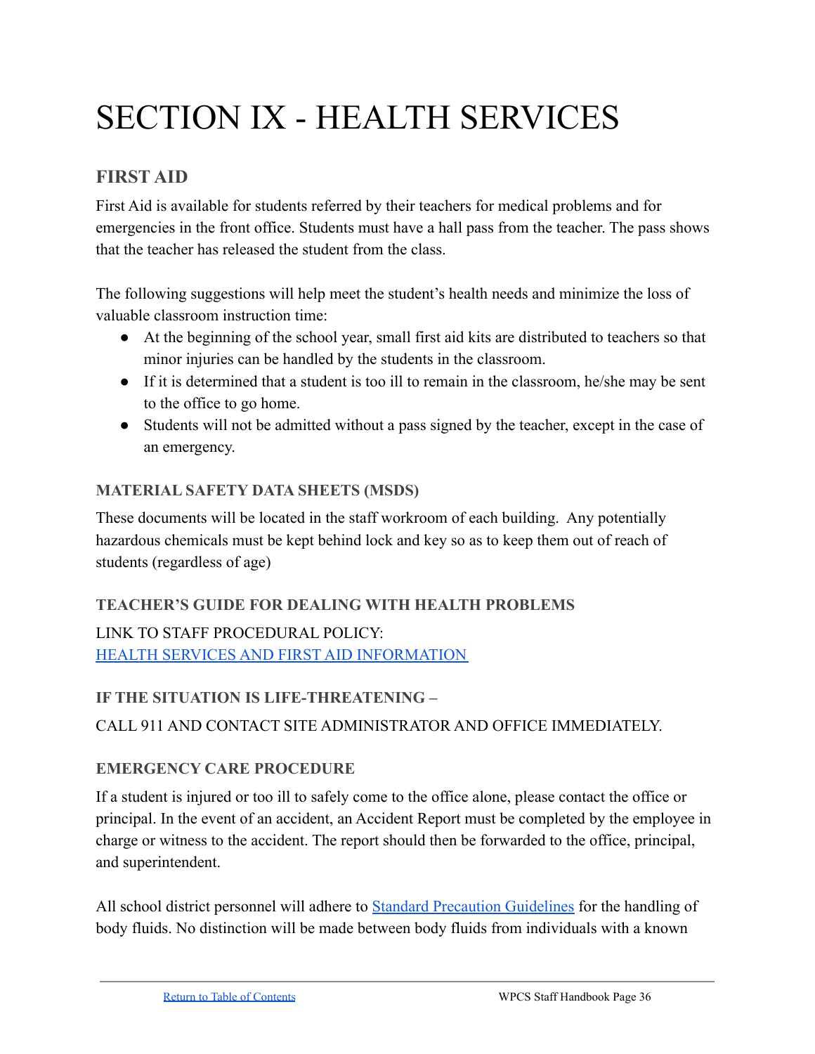# SECTION IX - HEALTH SERVICES

## FIRST AID

First Aid is available for students referred by their teachers for medical problems and for emergencies in the front office. Students must have a hall pass from the teacher. The pass shows that the teacher has released the student from the class.

The following suggestions will help meet the student's health needs and minimize the loss of valuable classroom instruction time:

- At the beginning of the school year, small first aid kits are distributed to teachers so that minor injuries can be handled by the students in the classroom.
- If it is determined that a student is too ill to remain in the classroom, he/she may be sent to the office to go home.
- Students will not be admitted without a pass signed by the teacher, except in the case of an emergency.

### MATERIAL SAFETY DATA SHEETS (MSDS)

These documents will be located in the staff workroom of each building. Any potentially hazardous chemicals must be kept behind lock and key so as to keep them out of reach of students (regardless of age)

### TEACHER'S GUIDE FOR DEALING WITH HEALTH PROBLEMS

LINK TO STAFF PROCEDURAL POLICY:
HEALTH SERVICES AND FIRST AID INFORMATION

### IF THE SITUATION IS LIFE-THREATENING –

CALL 911 AND CONTACT SITE ADMINISTRATOR AND OFFICE IMMEDIATELY.

### EMERGENCY CARE PROCEDURE

If a student is injured or too ill to safely come to the office alone, please contact the office or principal. In the event of an accident, an Accident Report must be completed by the employee in charge or witness to the accident. The report should then be forwarded to the office, principal, and superintendent.

All school district personnel will adhere to Standard Precaution Guidelines for the handling of body fluids. No distinction will be made between body fluids from individuals with a known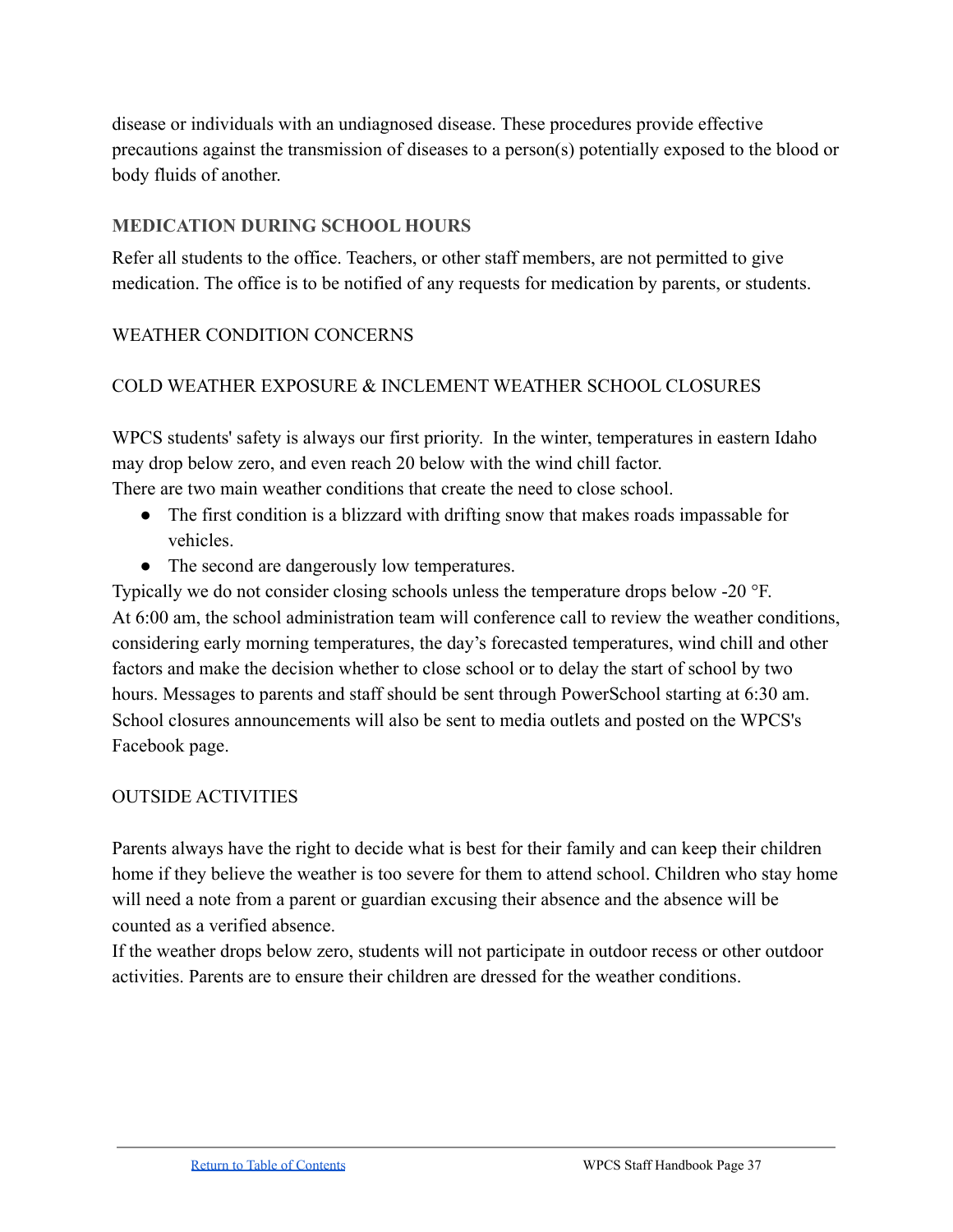disease or individuals with an undiagnosed disease. These procedures provide effective precautions against the transmission of diseases to a person(s) potentially exposed to the blood or body fluids of another.

### MEDICATION DURING SCHOOL HOURS

Refer all students to the office. Teachers, or other staff members, are not permitted to give medication. The office is to be notified of any requests for medication by parents, or students.

### WEATHER CONDITION CONCERNS

### COLD WEATHER EXPOSURE & INCLEMENT WEATHER SCHOOL CLOSURES

WPCS students' safety is always our first priority. In the winter, temperatures in eastern Idaho may drop below zero, and even reach 20 below with the wind chill factor.
There are two main weather conditions that create the need to close school.

- The first condition is a blizzard with drifting snow that makes roads impassable for vehicles.
- The second are dangerously low temperatures.

Typically we do not consider closing schools unless the temperature drops below -20 °F.
At 6:00 am, the school administration team will conference call to review the weather conditions, considering early morning temperatures, the day's forecasted temperatures, wind chill and other factors and make the decision whether to close school or to delay the start of school by two hours. Messages to parents and staff should be sent through PowerSchool starting at 6:30 am. School closures announcements will also be sent to media outlets and posted on the WPCS's Facebook page.

### OUTSIDE ACTIVITIES

Parents always have the right to decide what is best for their family and can keep their children home if they believe the weather is too severe for them to attend school. Children who stay home will need a note from a parent or guardian excusing their absence and the absence will be counted as a verified absence.
If the weather drops below zero, students will not participate in outdoor recess or other outdoor activities. Parents are to ensure their children are dressed for the weather conditions.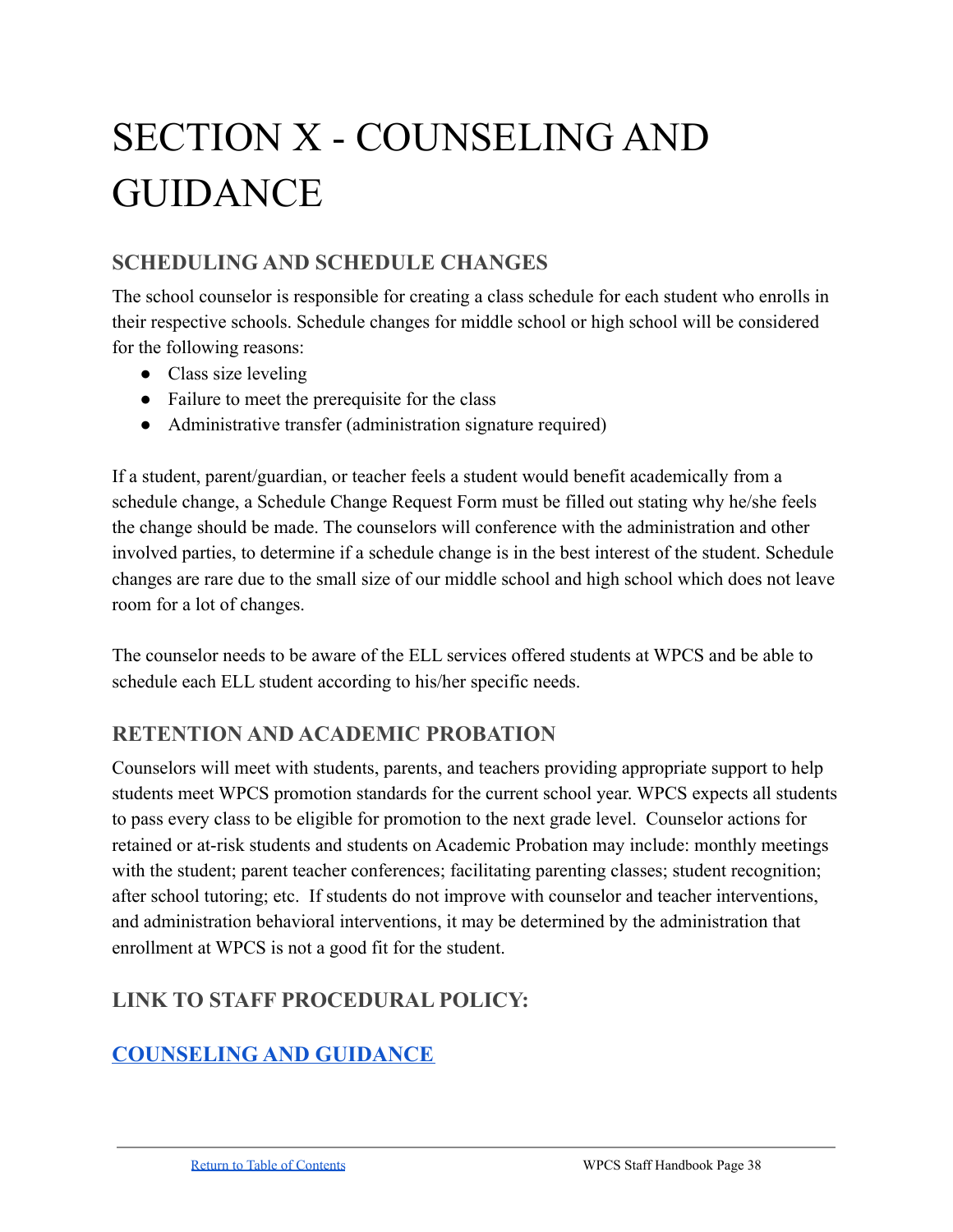# SECTION X - COUNSELING AND GUIDANCE

## SCHEDULING AND SCHEDULE CHANGES

The school counselor is responsible for creating a class schedule for each student who enrolls in their respective schools. Schedule changes for middle school or high school will be considered for the following reasons:

- Class size leveling
- Failure to meet the prerequisite for the class
- Administrative transfer (administration signature required)

If a student, parent/guardian, or teacher feels a student would benefit academically from a schedule change, a Schedule Change Request Form must be filled out stating why he/she feels the change should be made. The counselors will conference with the administration and other involved parties, to determine if a schedule change is in the best interest of the student. Schedule changes are rare due to the small size of our middle school and high school which does not leave room for a lot of changes.

The counselor needs to be aware of the ELL services offered students at WPCS and be able to schedule each ELL student according to his/her specific needs.

## RETENTION AND ACADEMIC PROBATION

Counselors will meet with students, parents, and teachers providing appropriate support to help students meet WPCS promotion standards for the current school year. WPCS expects all students to pass every class to be eligible for promotion to the next grade level. Counselor actions for retained or at-risk students and students on Academic Probation may include: monthly meetings with the student; parent teacher conferences; facilitating parenting classes; student recognition; after school tutoring; etc. If students do not improve with counselor and teacher interventions, and administration behavioral interventions, it may be determined by the administration that enrollment at WPCS is not a good fit for the student.

## LINK TO STAFF PROCEDURAL POLICY:

## COUNSELING AND GUIDANCE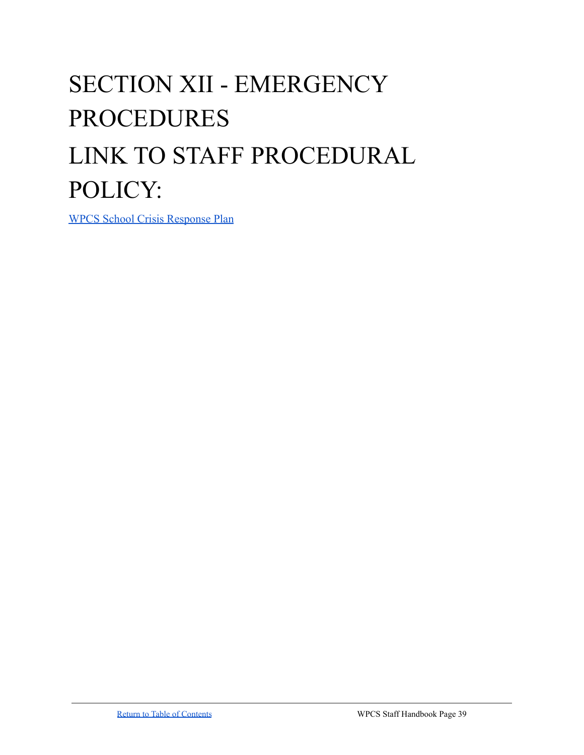# SECTION XII - EMERGENCY PROCEDURES

# LINK TO STAFF PROCEDURAL POLICY:

WPCS School Crisis Response Plan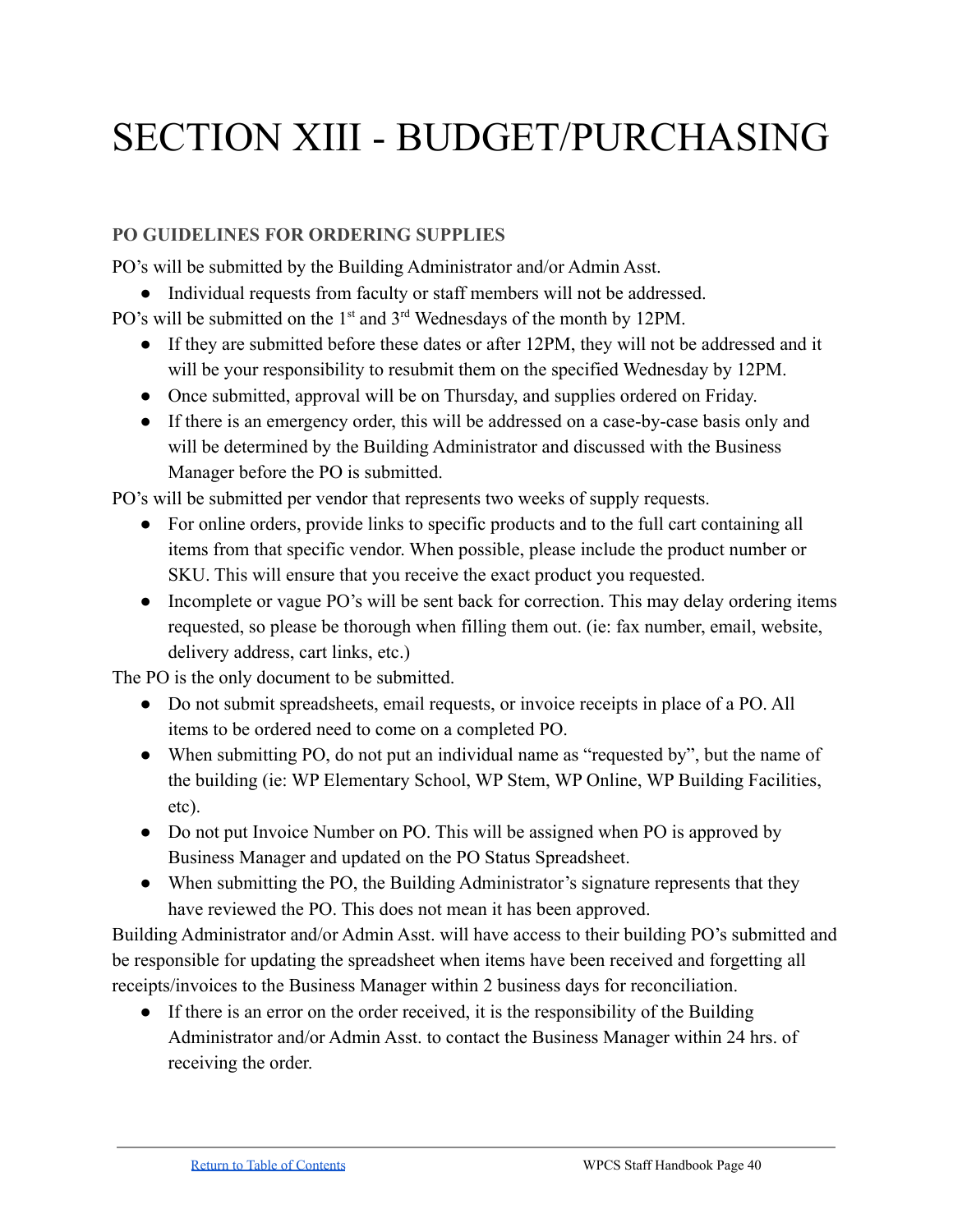# SECTION XIII - BUDGET/PURCHASING

### PO GUIDELINES FOR ORDERING SUPPLIES

PO's will be submitted by the Building Administrator and/or Admin Asst.

- Individual requests from faculty or staff members will not be addressed.

PO's will be submitted on the 1st and 3rd Wednesdays of the month by 12PM.

- If they are submitted before these dates or after 12PM, they will not be addressed and it will be your responsibility to resubmit them on the specified Wednesday by 12PM.
- Once submitted, approval will be on Thursday, and supplies ordered on Friday.
- If there is an emergency order, this will be addressed on a case-by-case basis only and will be determined by the Building Administrator and discussed with the Business Manager before the PO is submitted.

PO's will be submitted per vendor that represents two weeks of supply requests.

- For online orders, provide links to specific products and to the full cart containing all items from that specific vendor. When possible, please include the product number or SKU. This will ensure that you receive the exact product you requested.
- Incomplete or vague PO's will be sent back for correction. This may delay ordering items requested, so please be thorough when filling them out. (ie: fax number, email, website, delivery address, cart links, etc.)

The PO is the only document to be submitted.

- Do not submit spreadsheets, email requests, or invoice receipts in place of a PO. All items to be ordered need to come on a completed PO.
- When submitting PO, do not put an individual name as "requested by", but the name of the building (ie: WP Elementary School, WP Stem, WP Online, WP Building Facilities, etc).
- Do not put Invoice Number on PO. This will be assigned when PO is approved by Business Manager and updated on the PO Status Spreadsheet.
- When submitting the PO, the Building Administrator's signature represents that they have reviewed the PO. This does not mean it has been approved.

Building Administrator and/or Admin Asst. will have access to their building PO's submitted and be responsible for updating the spreadsheet when items have been received and forgetting all receipts/invoices to the Business Manager within 2 business days for reconciliation.

- If there is an error on the order received, it is the responsibility of the Building Administrator and/or Admin Asst. to contact the Business Manager within 24 hrs. of receiving the order.